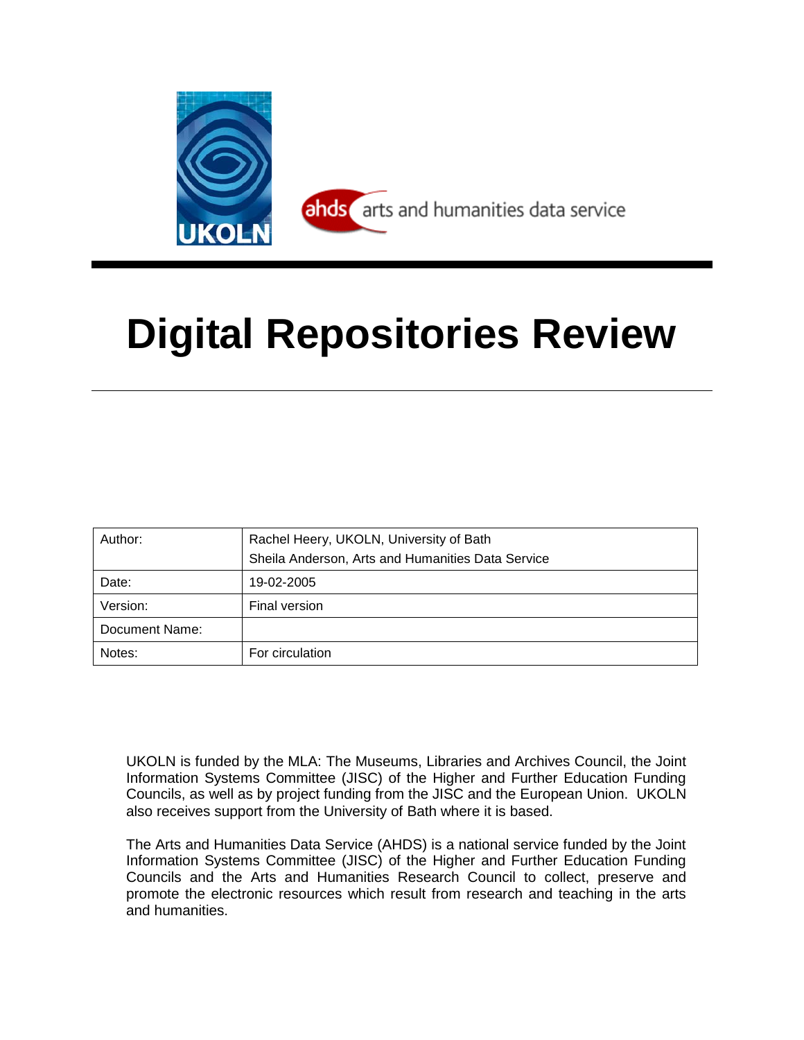UKOLN

ahds arts and humanities data service

# Digital Repositories Review

| Author: | Rachel Heery, UKOLN, University of Bath<br>Sheila Anderson, Arts and Humanities Data Service |
|---|---|
| Date: | 19-02-2005 |
| Version: | Final version |
| Document Name: | |
| Notes: | For circulation |

UKOLN is funded by the MLA: The Museums, Libraries and Archives Council, the Joint Information Systems Committee (JISC) of the Higher and Further Education Funding Councils, as well as by project funding from the JISC and the European Union. UKOLN also receives support from the University of Bath where it is based.

The Arts and Humanities Data Service (AHDS) is a national service funded by the Joint Information Systems Committee (JISC) of the Higher and Further Education Funding Councils and the Arts and Humanities Research Council to collect, preserve and promote the electronic resources which result from research and teaching in the arts and humanities.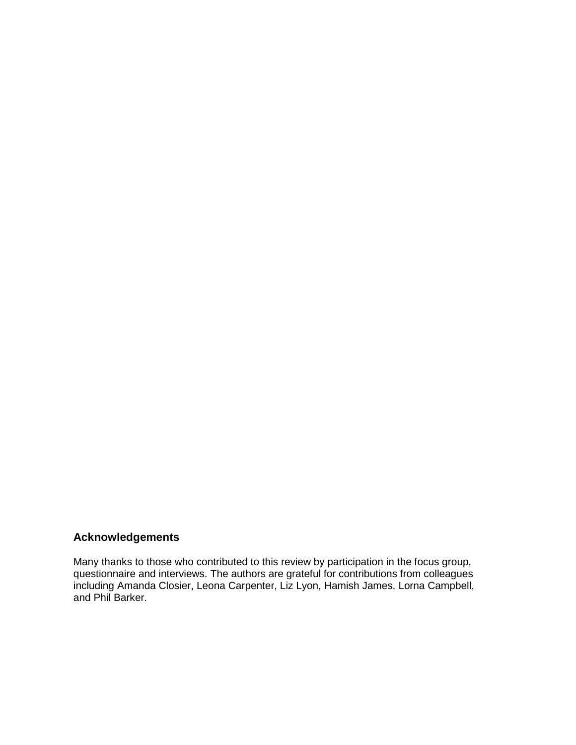## Acknowledgements

Many thanks to those who contributed to this review by participation in the focus group, questionnaire and interviews. The authors are grateful for contributions from colleagues including Amanda Closier, Leona Carpenter, Liz Lyon, Hamish James, Lorna Campbell, and Phil Barker.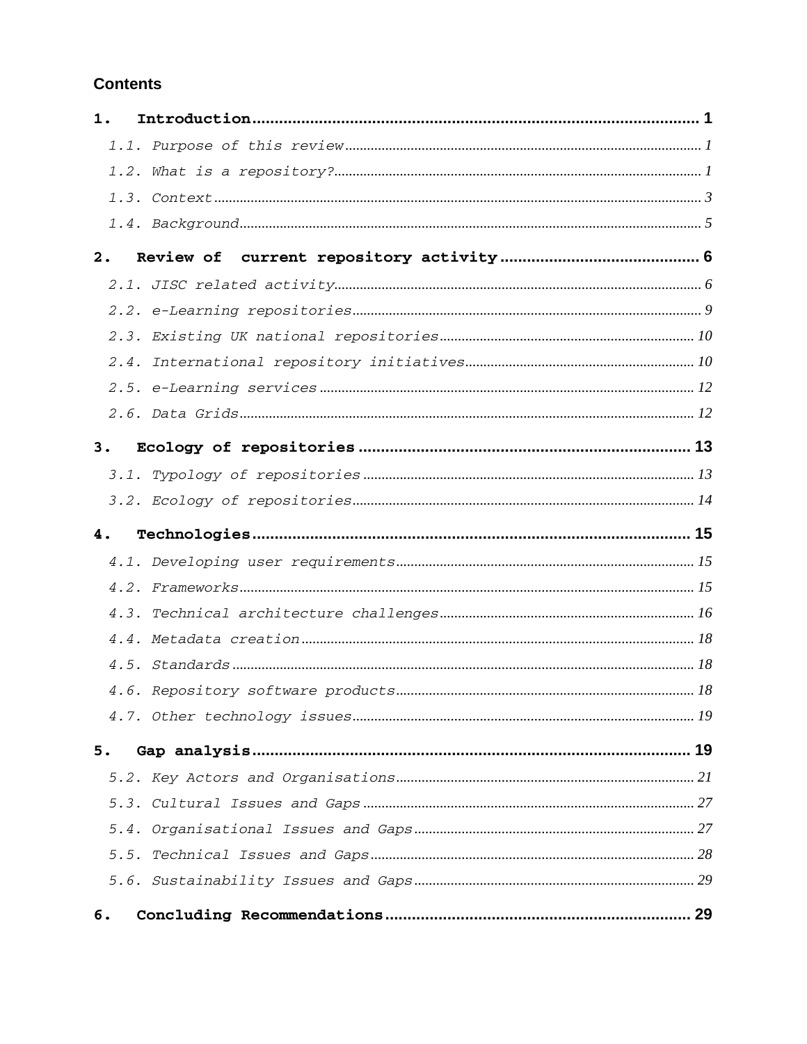## Contents

**1. Introduction** ... **1**

*1.1. Purpose of this review* ... *1*

*1.2. What is a repository?* ... *1*

*1.3. Context* ... *3*

*1.4. Background* ... *5*

**2. Review of current repository activity** ... **6**

*2.1. JISC related activity* ... *6*

*2.2. e-Learning repositories* ... *9*

*2.3. Existing UK national repositories* ... *10*

*2.4. International repository initiatives* ... *10*

*2.5. e-Learning services* ... *12*

*2.6. Data Grids* ... *12*

**3. Ecology of repositories** ... **13**

*3.1. Typology of repositories* ... *13*

*3.2. Ecology of repositories* ... *14*

**4. Technologies** ... **15**

*4.1. Developing user requirements* ... *15*

*4.2. Frameworks* ... *15*

*4.3. Technical architecture challenges* ... *16*

*4.4. Metadata creation* ... *18*

*4.5. Standards* ... *18*

*4.6. Repository software products* ... *18*

*4.7. Other technology issues* ... *19*

**5. Gap analysis** ... **19**

*5.2. Key Actors and Organisations* ... *21*

*5.3. Cultural Issues and Gaps* ... *27*

*5.4. Organisational Issues and Gaps* ... *27*

*5.5. Technical Issues and Gaps* ... *28*

*5.6. Sustainability Issues and Gaps* ... *29*

**6. Concluding Recommendations** ... **29**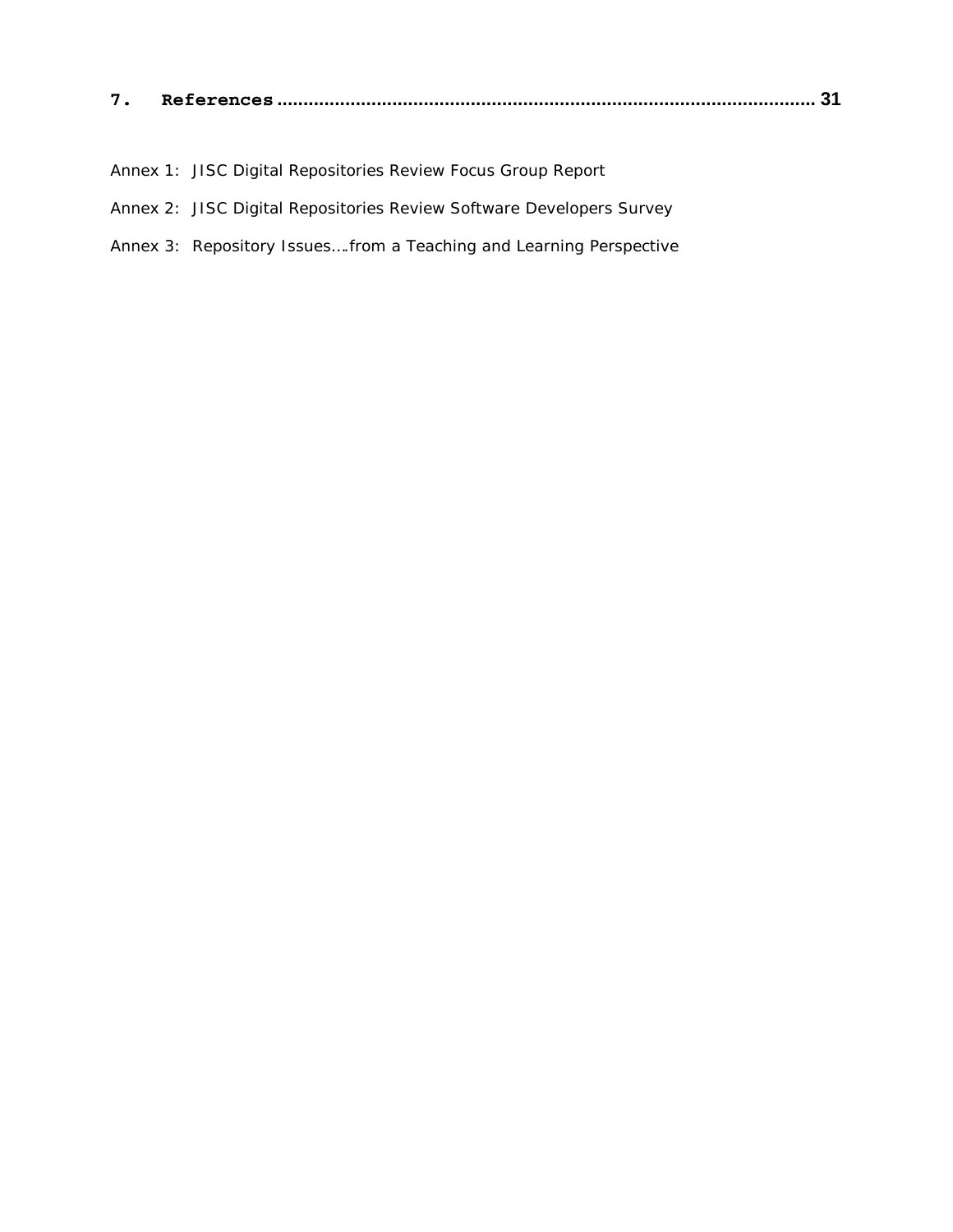**7. References ........................................................................................................ 31**

Annex 1: JISC Digital Repositories Review Focus Group Report

Annex 2: JISC Digital Repositories Review Software Developers Survey

Annex 3: Repository Issues….from a Teaching and Learning Perspective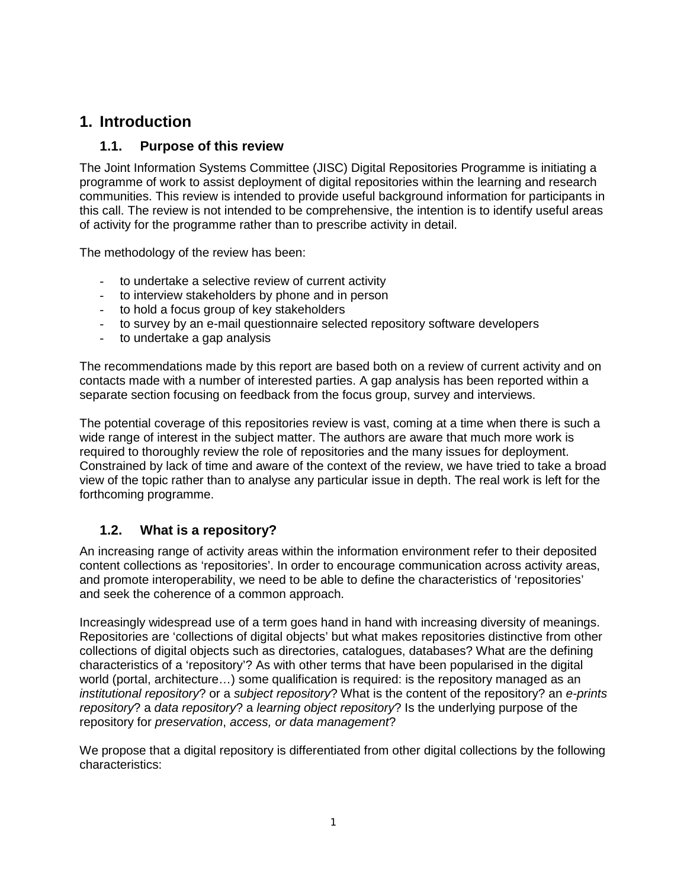# 1. Introduction

## 1.1. Purpose of this review

The Joint Information Systems Committee (JISC) Digital Repositories Programme is initiating a programme of work to assist deployment of digital repositories within the learning and research communities. This review is intended to provide useful background information for participants in this call. The review is not intended to be comprehensive, the intention is to identify useful areas of activity for the programme rather than to prescribe activity in detail.

The methodology of the review has been:

- to undertake a selective review of current activity
- to interview stakeholders by phone and in person
- to hold a focus group of key stakeholders
- to survey by an e-mail questionnaire selected repository software developers
- to undertake a gap analysis

The recommendations made by this report are based both on a review of current activity and on contacts made with a number of interested parties. A gap analysis has been reported within a separate section focusing on feedback from the focus group, survey and interviews.

The potential coverage of this repositories review is vast, coming at a time when there is such a wide range of interest in the subject matter. The authors are aware that much more work is required to thoroughly review the role of repositories and the many issues for deployment. Constrained by lack of time and aware of the context of the review, we have tried to take a broad view of the topic rather than to analyse any particular issue in depth. The real work is left for the forthcoming programme.

## 1.2. What is a repository?

An increasing range of activity areas within the information environment refer to their deposited content collections as 'repositories'. In order to encourage communication across activity areas, and promote interoperability, we need to be able to define the characteristics of 'repositories' and seek the coherence of a common approach.

Increasingly widespread use of a term goes hand in hand with increasing diversity of meanings. Repositories are 'collections of digital objects' but what makes repositories distinctive from other collections of digital objects such as directories, catalogues, databases? What are the defining characteristics of a 'repository'? As with other terms that have been popularised in the digital world (portal, architecture…) some qualification is required: is the repository managed as an *institutional repository*? or a *subject repository*? What is the content of the repository? an *e-prints repository*? a *data repository*? a *learning object repository*? Is the underlying purpose of the repository for *preservation*, *access, or data management*?

We propose that a digital repository is differentiated from other digital collections by the following characteristics: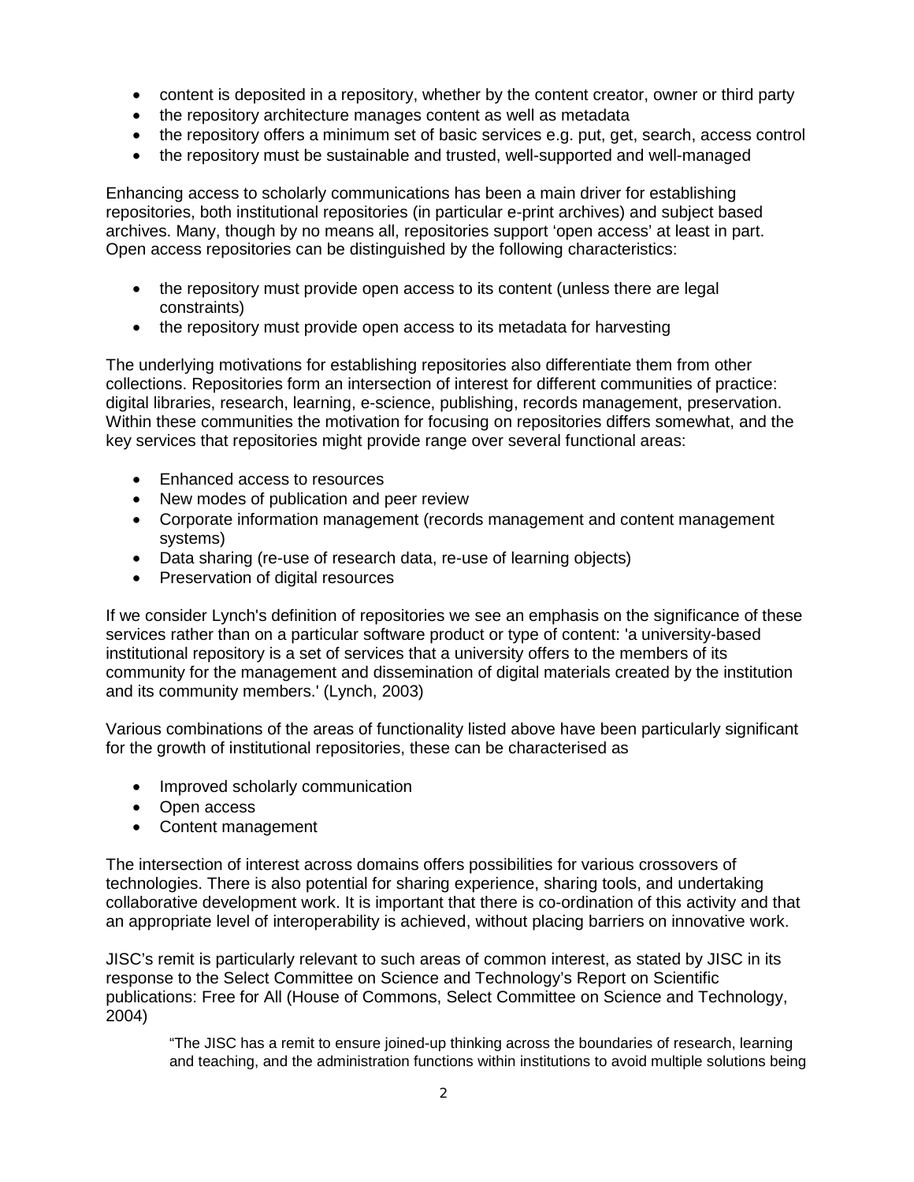- content is deposited in a repository, whether by the content creator, owner or third party
- the repository architecture manages content as well as metadata
- the repository offers a minimum set of basic services e.g. put, get, search, access control
- the repository must be sustainable and trusted, well-supported and well-managed

Enhancing access to scholarly communications has been a main driver for establishing repositories, both institutional repositories (in particular e-print archives) and subject based archives. Many, though by no means all, repositories support 'open access' at least in part. Open access repositories can be distinguished by the following characteristics:

- the repository must provide open access to its content (unless there are legal constraints)
- the repository must provide open access to its metadata for harvesting

The underlying motivations for establishing repositories also differentiate them from other collections. Repositories form an intersection of interest for different communities of practice: digital libraries, research, learning, e-science, publishing, records management, preservation. Within these communities the motivation for focusing on repositories differs somewhat, and the key services that repositories might provide range over several functional areas:

- Enhanced access to resources
- New modes of publication and peer review
- Corporate information management (records management and content management systems)
- Data sharing (re-use of research data, re-use of learning objects)
- Preservation of digital resources

If we consider Lynch's definition of repositories we see an emphasis on the significance of these services rather than on a particular software product or type of content: 'a university-based institutional repository is a set of services that a university offers to the members of its community for the management and dissemination of digital materials created by the institution and its community members.' (Lynch, 2003)

Various combinations of the areas of functionality listed above have been particularly significant for the growth of institutional repositories, these can be characterised as

- Improved scholarly communication
- Open access
- Content management

The intersection of interest across domains offers possibilities for various crossovers of technologies. There is also potential for sharing experience, sharing tools, and undertaking collaborative development work. It is important that there is co-ordination of this activity and that an appropriate level of interoperability is achieved, without placing barriers on innovative work.

JISC's remit is particularly relevant to such areas of common interest, as stated by JISC in its response to the Select Committee on Science and Technology's Report on Scientific publications: Free for All (House of Commons, Select Committee on Science and Technology, 2004)

> "The JISC has a remit to ensure joined-up thinking across the boundaries of research, learning and teaching, and the administration functions within institutions to avoid multiple solutions being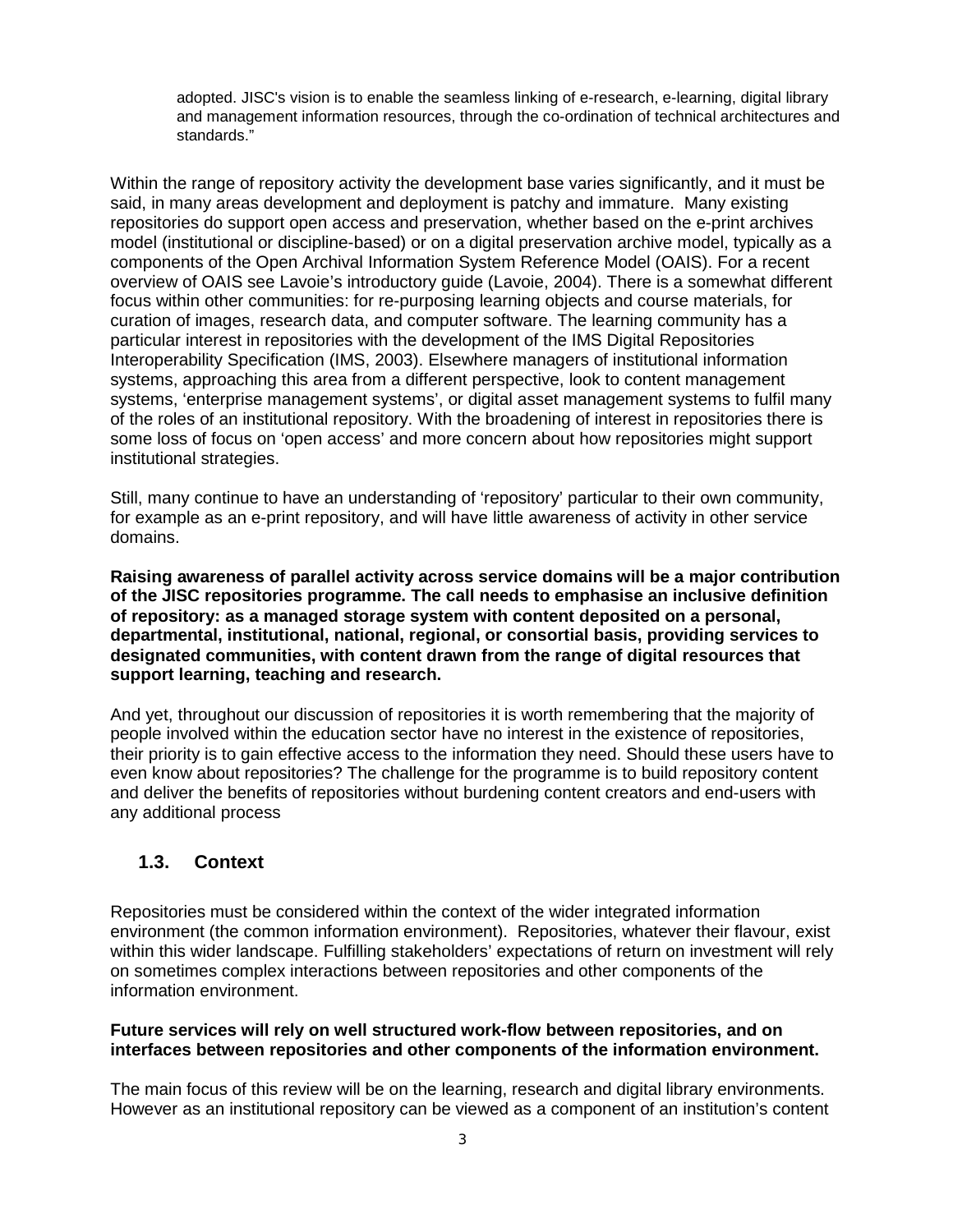> adopted. JISC's vision is to enable the seamless linking of e-research, e-learning, digital library and management information resources, through the co-ordination of technical architectures and standards."

Within the range of repository activity the development base varies significantly, and it must be said, in many areas development and deployment is patchy and immature. Many existing repositories do support open access and preservation, whether based on the e-print archives model (institutional or discipline-based) or on a digital preservation archive model, typically as a components of the Open Archival Information System Reference Model (OAIS). For a recent overview of OAIS see Lavoie's introductory guide (Lavoie, 2004). There is a somewhat different focus within other communities: for re-purposing learning objects and course materials, for curation of images, research data, and computer software. The learning community has a particular interest in repositories with the development of the IMS Digital Repositories Interoperability Specification (IMS, 2003). Elsewhere managers of institutional information systems, approaching this area from a different perspective, look to content management systems, 'enterprise management systems', or digital asset management systems to fulfil many of the roles of an institutional repository. With the broadening of interest in repositories there is some loss of focus on 'open access' and more concern about how repositories might support institutional strategies.

Still, many continue to have an understanding of 'repository' particular to their own community, for example as an e-print repository, and will have little awareness of activity in other service domains.

**Raising awareness of parallel activity across service domains will be a major contribution of the JISC repositories programme. The call needs to emphasise an inclusive definition of repository: as a managed storage system with content deposited on a personal, departmental, institutional, national, regional, or consortial basis, providing services to designated communities, with content drawn from the range of digital resources that support learning, teaching and research.**

And yet, throughout our discussion of repositories it is worth remembering that the majority of people involved within the education sector have no interest in the existence of repositories, their priority is to gain effective access to the information they need. Should these users have to even know about repositories? The challenge for the programme is to build repository content and deliver the benefits of repositories without burdening content creators and end-users with any additional process

## 1.3. Context

Repositories must be considered within the context of the wider integrated information environment (the common information environment). Repositories, whatever their flavour, exist within this wider landscape. Fulfilling stakeholders' expectations of return on investment will rely on sometimes complex interactions between repositories and other components of the information environment.

**Future services will rely on well structured work-flow between repositories, and on interfaces between repositories and other components of the information environment.**

The main focus of this review will be on the learning, research and digital library environments. However as an institutional repository can be viewed as a component of an institution's content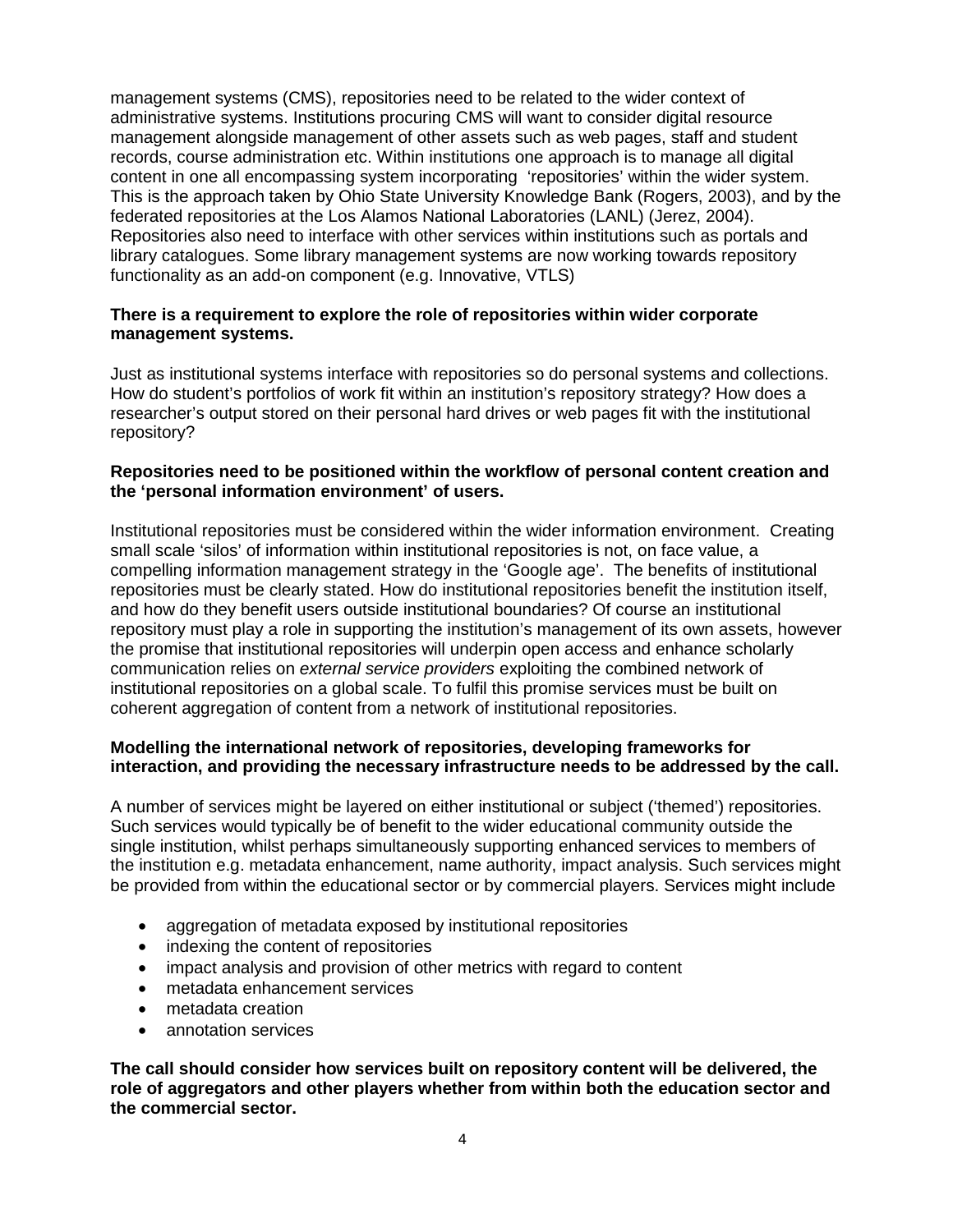management systems (CMS), repositories need to be related to the wider context of administrative systems. Institutions procuring CMS will want to consider digital resource management alongside management of other assets such as web pages, staff and student records, course administration etc. Within institutions one approach is to manage all digital content in one all encompassing system incorporating 'repositories' within the wider system. This is the approach taken by Ohio State University Knowledge Bank (Rogers, 2003), and by the federated repositories at the Los Alamos National Laboratories (LANL) (Jerez, 2004). Repositories also need to interface with other services within institutions such as portals and library catalogues. Some library management systems are now working towards repository functionality as an add-on component (e.g. Innovative, VTLS)

**There is a requirement to explore the role of repositories within wider corporate management systems.**

Just as institutional systems interface with repositories so do personal systems and collections. How do student's portfolios of work fit within an institution's repository strategy? How does a researcher's output stored on their personal hard drives or web pages fit with the institutional repository?

**Repositories need to be positioned within the workflow of personal content creation and the 'personal information environment' of users.**

Institutional repositories must be considered within the wider information environment. Creating small scale 'silos' of information within institutional repositories is not, on face value, a compelling information management strategy in the 'Google age'. The benefits of institutional repositories must be clearly stated. How do institutional repositories benefit the institution itself, and how do they benefit users outside institutional boundaries? Of course an institutional repository must play a role in supporting the institution's management of its own assets, however the promise that institutional repositories will underpin open access and enhance scholarly communication relies on *external service providers* exploiting the combined network of institutional repositories on a global scale. To fulfil this promise services must be built on coherent aggregation of content from a network of institutional repositories.

**Modelling the international network of repositories, developing frameworks for interaction, and providing the necessary infrastructure needs to be addressed by the call.**

A number of services might be layered on either institutional or subject ('themed') repositories. Such services would typically be of benefit to the wider educational community outside the single institution, whilst perhaps simultaneously supporting enhanced services to members of the institution e.g. metadata enhancement, name authority, impact analysis. Such services might be provided from within the educational sector or by commercial players. Services might include

- aggregation of metadata exposed by institutional repositories
- indexing the content of repositories
- impact analysis and provision of other metrics with regard to content
- metadata enhancement services
- metadata creation
- annotation services

**The call should consider how services built on repository content will be delivered, the role of aggregators and other players whether from within both the education sector and the commercial sector.**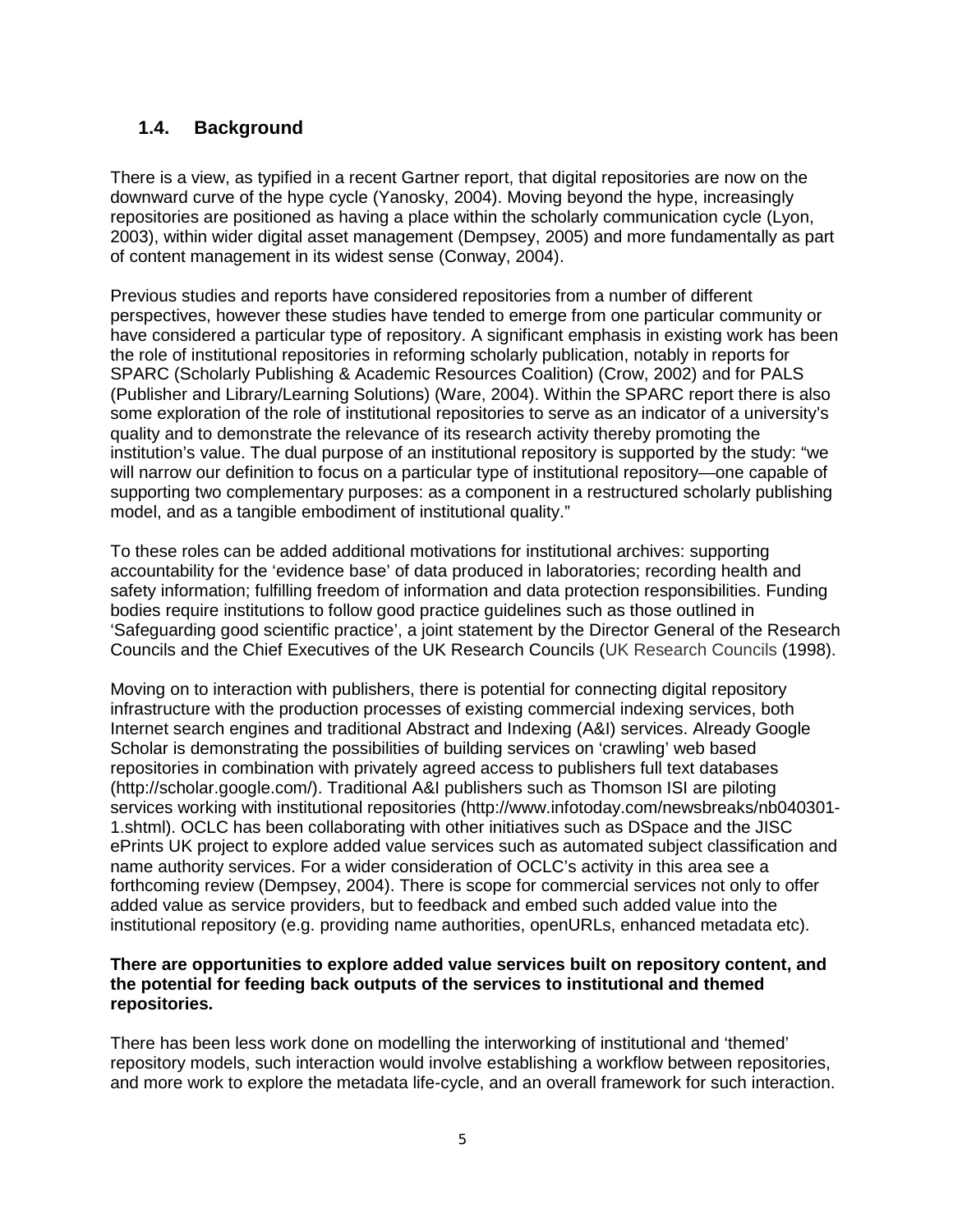## 1.4. Background

There is a view, as typified in a recent Gartner report, that digital repositories are now on the downward curve of the hype cycle (Yanosky, 2004). Moving beyond the hype, increasingly repositories are positioned as having a place within the scholarly communication cycle (Lyon, 2003), within wider digital asset management (Dempsey, 2005) and more fundamentally as part of content management in its widest sense (Conway, 2004).

Previous studies and reports have considered repositories from a number of different perspectives, however these studies have tended to emerge from one particular community or have considered a particular type of repository. A significant emphasis in existing work has been the role of institutional repositories in reforming scholarly publication, notably in reports for SPARC (Scholarly Publishing & Academic Resources Coalition) (Crow, 2002) and for PALS (Publisher and Library/Learning Solutions) (Ware, 2004). Within the SPARC report there is also some exploration of the role of institutional repositories to serve as an indicator of a university's quality and to demonstrate the relevance of its research activity thereby promoting the institution's value. The dual purpose of an institutional repository is supported by the study: "we will narrow our definition to focus on a particular type of institutional repository—one capable of supporting two complementary purposes: as a component in a restructured scholarly publishing model, and as a tangible embodiment of institutional quality."

To these roles can be added additional motivations for institutional archives: supporting accountability for the 'evidence base' of data produced in laboratories; recording health and safety information; fulfilling freedom of information and data protection responsibilities. Funding bodies require institutions to follow good practice guidelines such as those outlined in 'Safeguarding good scientific practice', a joint statement by the Director General of the Research Councils and the Chief Executives of the UK Research Councils (UK Research Councils (1998).

Moving on to interaction with publishers, there is potential for connecting digital repository infrastructure with the production processes of existing commercial indexing services, both Internet search engines and traditional Abstract and Indexing (A&I) services. Already Google Scholar is demonstrating the possibilities of building services on 'crawling' web based repositories in combination with privately agreed access to publishers full text databases (http://scholar.google.com/). Traditional A&I publishers such as Thomson ISI are piloting services working with institutional repositories (http://www.infotoday.com/newsbreaks/nb040301-1.shtml). OCLC has been collaborating with other initiatives such as DSpace and the JISC ePrints UK project to explore added value services such as automated subject classification and name authority services. For a wider consideration of OCLC's activity in this area see a forthcoming review (Dempsey, 2004). There is scope for commercial services not only to offer added value as service providers, but to feedback and embed such added value into the institutional repository (e.g. providing name authorities, openURLs, enhanced metadata etc).

**There are opportunities to explore added value services built on repository content, and the potential for feeding back outputs of the services to institutional and themed repositories.**

There has been less work done on modelling the interworking of institutional and 'themed' repository models, such interaction would involve establishing a workflow between repositories, and more work to explore the metadata life-cycle, and an overall framework for such interaction.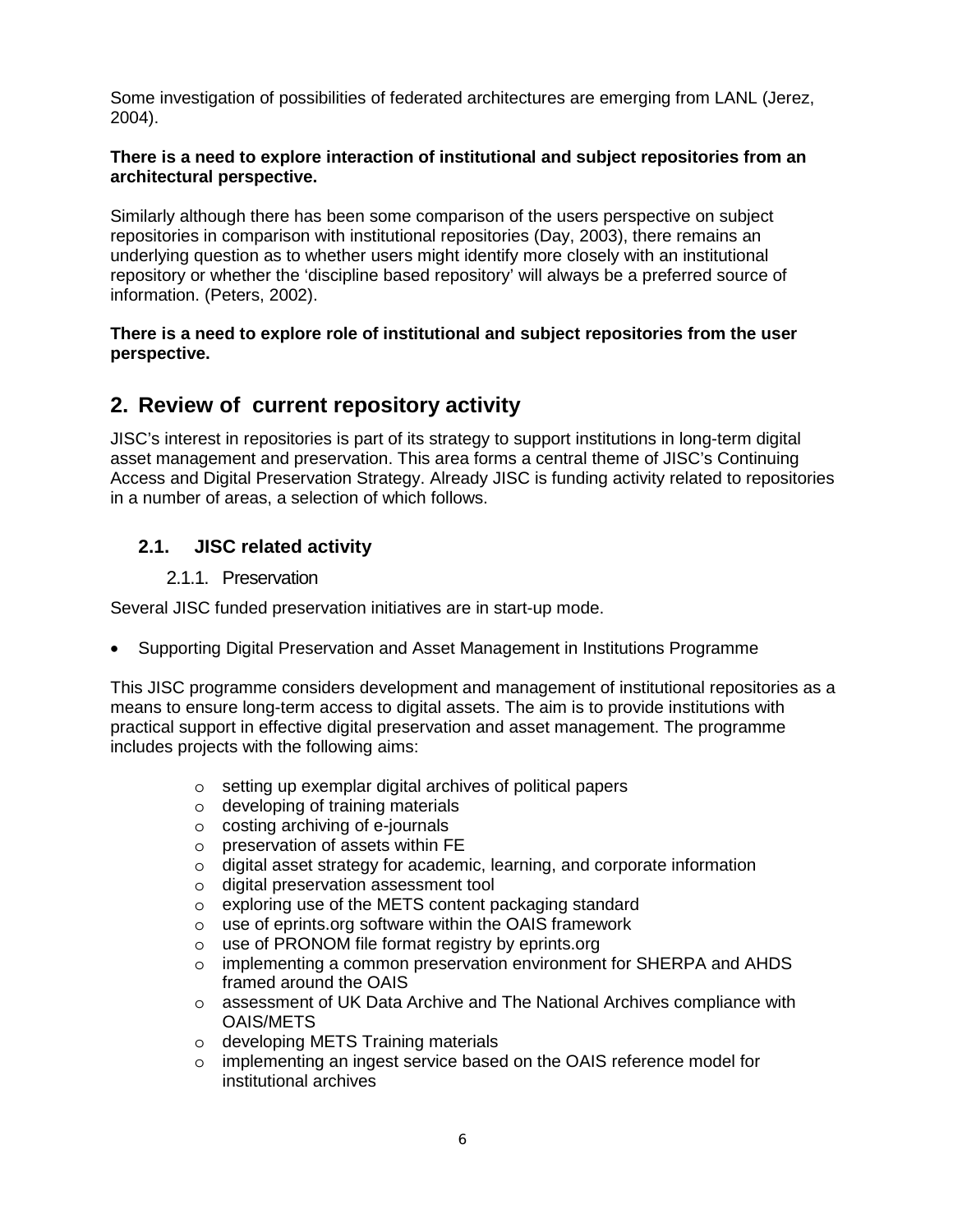Some investigation of possibilities of federated architectures are emerging from LANL (Jerez, 2004).

**There is a need to explore interaction of institutional and subject repositories from an architectural perspective.**

Similarly although there has been some comparison of the users perspective on subject repositories in comparison with institutional repositories (Day, 2003), there remains an underlying question as to whether users might identify more closely with an institutional repository or whether the 'discipline based repository' will always be a preferred source of information. (Peters, 2002).

**There is a need to explore role of institutional and subject repositories from the user perspective.**

## 2. Review of current repository activity

JISC's interest in repositories is part of its strategy to support institutions in long-term digital asset management and preservation. This area forms a central theme of JISC's Continuing Access and Digital Preservation Strategy. Already JISC is funding activity related to repositories in a number of areas, a selection of which follows.

### 2.1. JISC related activity

#### 2.1.1. Preservation

Several JISC funded preservation initiatives are in start-up mode.

- Supporting Digital Preservation and Asset Management in Institutions Programme

This JISC programme considers development and management of institutional repositories as a means to ensure long-term access to digital assets. The aim is to provide institutions with practical support in effective digital preservation and asset management. The programme includes projects with the following aims:

  - setting up exemplar digital archives of political papers
  - developing of training materials
  - costing archiving of e-journals
  - preservation of assets within FE
  - digital asset strategy for academic, learning, and corporate information
  - digital preservation assessment tool
  - exploring use of the METS content packaging standard
  - use of eprints.org software within the OAIS framework
  - use of PRONOM file format registry by eprints.org
  - implementing a common preservation environment for SHERPA and AHDS framed around the OAIS
  - assessment of UK Data Archive and The National Archives compliance with OAIS/METS
  - developing METS Training materials
  - implementing an ingest service based on the OAIS reference model for institutional archives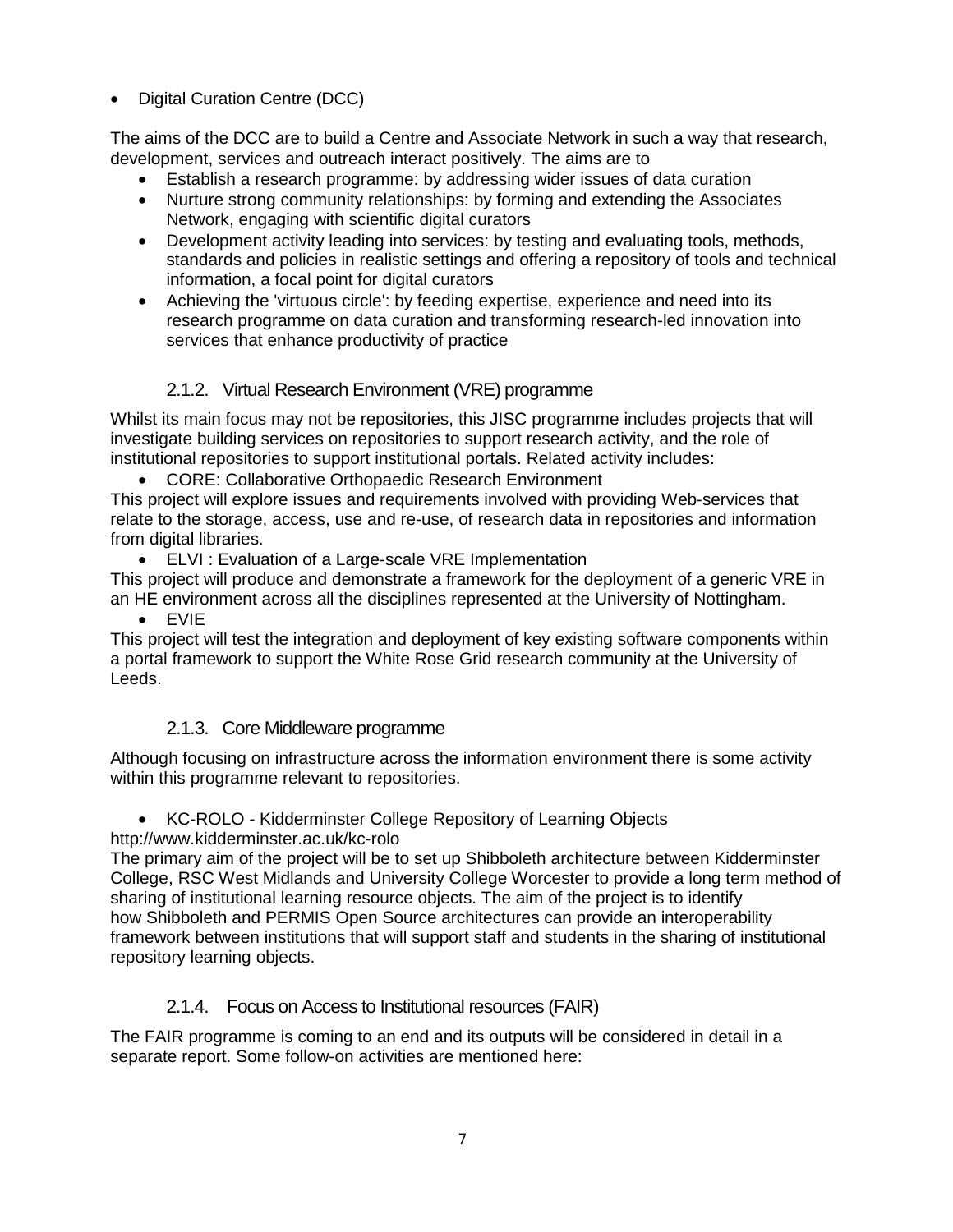- Digital Curation Centre (DCC)

The aims of the DCC are to build a Centre and Associate Network in such a way that research, development, services and outreach interact positively. The aims are to

- Establish a research programme: by addressing wider issues of data curation
- Nurture strong community relationships: by forming and extending the Associates Network, engaging with scientific digital curators
- Development activity leading into services: by testing and evaluating tools, methods, standards and policies in realistic settings and offering a repository of tools and technical information, a focal point for digital curators
- Achieving the 'virtuous circle': by feeding expertise, experience and need into its research programme on data curation and transforming research-led innovation into services that enhance productivity of practice

### 2.1.2. Virtual Research Environment (VRE) programme

Whilst its main focus may not be repositories, this JISC programme includes projects that will investigate building services on repositories to support research activity, and the role of institutional repositories to support institutional portals. Related activity includes:

- CORE: Collaborative Orthopaedic Research Environment

This project will explore issues and requirements involved with providing Web-services that relate to the storage, access, use and re-use, of research data in repositories and information from digital libraries.

- ELVI : Evaluation of a Large-scale VRE Implementation

This project will produce and demonstrate a framework for the deployment of a generic VRE in an HE environment across all the disciplines represented at the University of Nottingham.

- EVIE

This project will test the integration and deployment of key existing software components within a portal framework to support the White Rose Grid research community at the University of Leeds.

### 2.1.3. Core Middleware programme

Although focusing on infrastructure across the information environment there is some activity within this programme relevant to repositories.

- KC-ROLO - Kidderminster College Repository of Learning Objects

http://www.kidderminster.ac.uk/kc-rolo

The primary aim of the project will be to set up Shibboleth architecture between Kidderminster College, RSC West Midlands and University College Worcester to provide a long term method of sharing of institutional learning resource objects. The aim of the project is to identify how Shibboleth and PERMIS Open Source architectures can provide an interoperability framework between institutions that will support staff and students in the sharing of institutional repository learning objects.

### 2.1.4. Focus on Access to Institutional resources (FAIR)

The FAIR programme is coming to an end and its outputs will be considered in detail in a separate report. Some follow-on activities are mentioned here: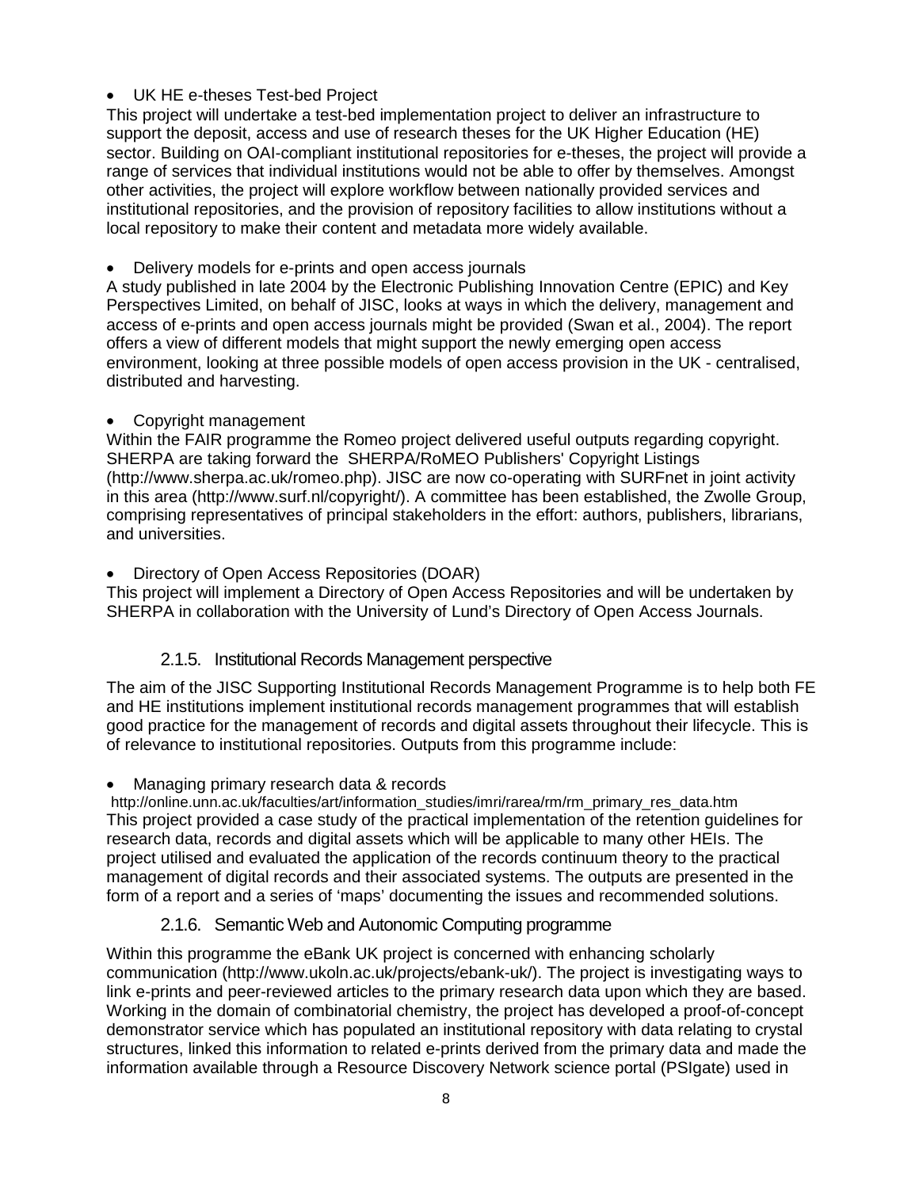- UK HE e-theses Test-bed Project

This project will undertake a test-bed implementation project to deliver an infrastructure to support the deposit, access and use of research theses for the UK Higher Education (HE) sector. Building on OAI-compliant institutional repositories for e-theses, the project will provide a range of services that individual institutions would not be able to offer by themselves. Amongst other activities, the project will explore workflow between nationally provided services and institutional repositories, and the provision of repository facilities to allow institutions without a local repository to make their content and metadata more widely available.

- Delivery models for e-prints and open access journals

A study published in late 2004 by the Electronic Publishing Innovation Centre (EPIC) and Key Perspectives Limited, on behalf of JISC, looks at ways in which the delivery, management and access of e-prints and open access journals might be provided (Swan et al., 2004). The report offers a view of different models that might support the newly emerging open access environment, looking at three possible models of open access provision in the UK - centralised, distributed and harvesting.

- Copyright management

Within the FAIR programme the Romeo project delivered useful outputs regarding copyright. SHERPA are taking forward the SHERPA/RoMEO Publishers' Copyright Listings (http://www.sherpa.ac.uk/romeo.php). JISC are now co-operating with SURFnet in joint activity in this area (http://www.surf.nl/copyright/). A committee has been established, the Zwolle Group, comprising representatives of principal stakeholders in the effort: authors, publishers, librarians, and universities.

- Directory of Open Access Repositories (DOAR)

This project will implement a Directory of Open Access Repositories and will be undertaken by SHERPA in collaboration with the University of Lund's Directory of Open Access Journals.

### 2.1.5. Institutional Records Management perspective

The aim of the JISC Supporting Institutional Records Management Programme is to help both FE and HE institutions implement institutional records management programmes that will establish good practice for the management of records and digital assets throughout their lifecycle. This is of relevance to institutional repositories. Outputs from this programme include:

- Managing primary research data & records

http://online.unn.ac.uk/faculties/art/information_studies/imri/rarea/rm/rm_primary_res_data.htm

This project provided a case study of the practical implementation of the retention guidelines for research data, records and digital assets which will be applicable to many other HEIs. The project utilised and evaluated the application of the records continuum theory to the practical management of digital records and their associated systems. The outputs are presented in the form of a report and a series of 'maps' documenting the issues and recommended solutions.

### 2.1.6. Semantic Web and Autonomic Computing programme

Within this programme the eBank UK project is concerned with enhancing scholarly communication (http://www.ukoln.ac.uk/projects/ebank-uk/). The project is investigating ways to link e-prints and peer-reviewed articles to the primary research data upon which they are based. Working in the domain of combinatorial chemistry, the project has developed a proof-of-concept demonstrator service which has populated an institutional repository with data relating to crystal structures, linked this information to related e-prints derived from the primary data and made the information available through a Resource Discovery Network science portal (PSIgate) used in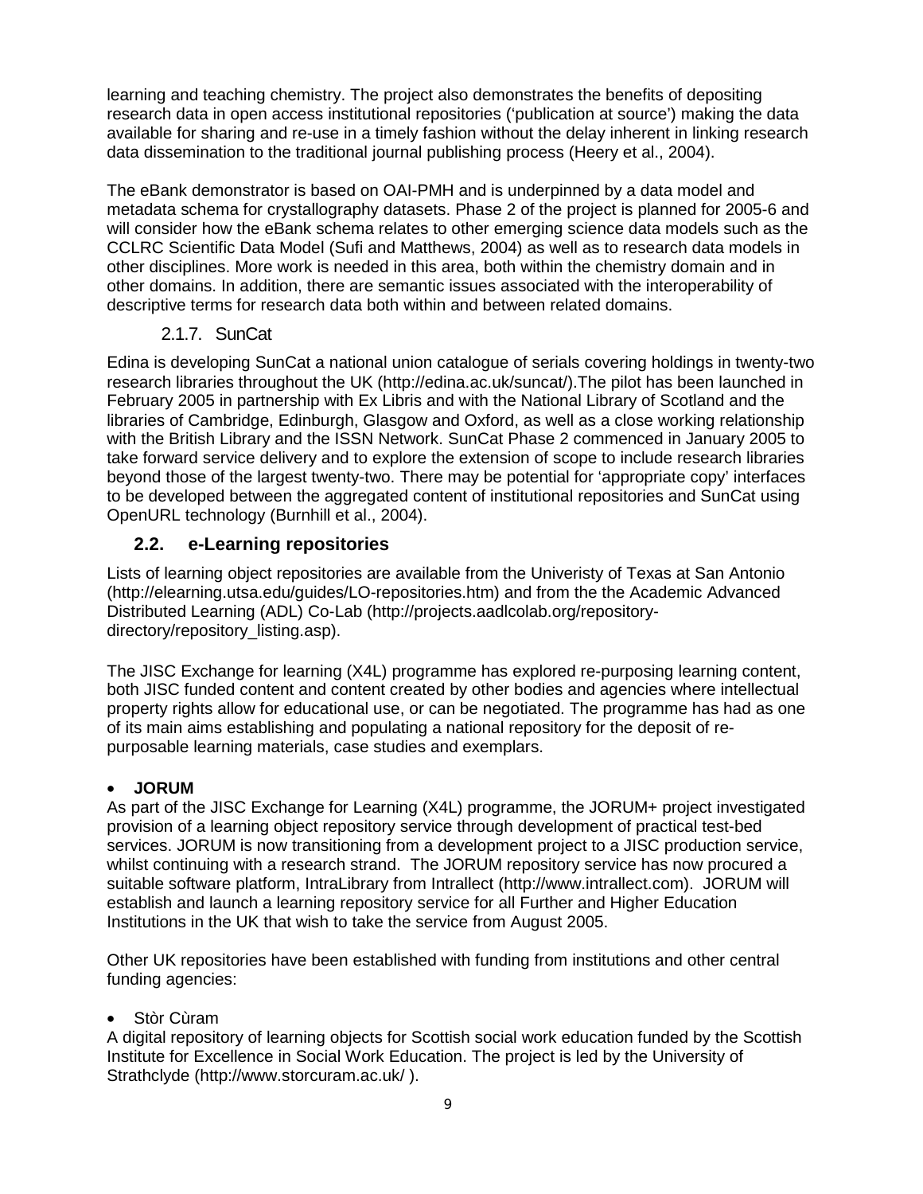learning and teaching chemistry. The project also demonstrates the benefits of depositing research data in open access institutional repositories ('publication at source') making the data available for sharing and re-use in a timely fashion without the delay inherent in linking research data dissemination to the traditional journal publishing process (Heery et al., 2004).

The eBank demonstrator is based on OAI-PMH and is underpinned by a data model and metadata schema for crystallography datasets. Phase 2 of the project is planned for 2005-6 and will consider how the eBank schema relates to other emerging science data models such as the CCLRC Scientific Data Model (Sufi and Matthews, 2004) as well as to research data models in other disciplines. More work is needed in this area, both within the chemistry domain and in other domains. In addition, there are semantic issues associated with the interoperability of descriptive terms for research data both within and between related domains.

#### 2.1.7. SunCat

Edina is developing SunCat a national union catalogue of serials covering holdings in twenty-two research libraries throughout the UK (http://edina.ac.uk/suncat/).The pilot has been launched in February 2005 in partnership with Ex Libris and with the National Library of Scotland and the libraries of Cambridge, Edinburgh, Glasgow and Oxford, as well as a close working relationship with the British Library and the ISSN Network. SunCat Phase 2 commenced in January 2005 to take forward service delivery and to explore the extension of scope to include research libraries beyond those of the largest twenty-two. There may be potential for 'appropriate copy' interfaces to be developed between the aggregated content of institutional repositories and SunCat using OpenURL technology (Burnhill et al., 2004).

### 2.2. e-Learning repositories

Lists of learning object repositories are available from the Univeristy of Texas at San Antonio (http://elearning.utsa.edu/guides/LO-repositories.htm) and from the the Academic Advanced Distributed Learning (ADL) Co-Lab (http://projects.aadlcolab.org/repository-directory/repository_listing.asp).

The JISC Exchange for learning (X4L) programme has explored re-purposing learning content, both JISC funded content and content created by other bodies and agencies where intellectual property rights allow for educational use, or can be negotiated. The programme has had as one of its main aims establishing and populating a national repository for the deposit of re-purposable learning materials, case studies and exemplars.

- **JORUM**

As part of the JISC Exchange for Learning (X4L) programme, the JORUM+ project investigated provision of a learning object repository service through development of practical test-bed services. JORUM is now transitioning from a development project to a JISC production service, whilst continuing with a research strand. The JORUM repository service has now procured a suitable software platform, IntraLibrary from Intrallect (http://www.intrallect.com). JORUM will establish and launch a learning repository service for all Further and Higher Education Institutions in the UK that wish to take the service from August 2005.

Other UK repositories have been established with funding from institutions and other central funding agencies:

- Stòr Cùram

A digital repository of learning objects for Scottish social work education funded by the Scottish Institute for Excellence in Social Work Education. The project is led by the University of Strathclyde (http://www.storcuram.ac.uk/ ).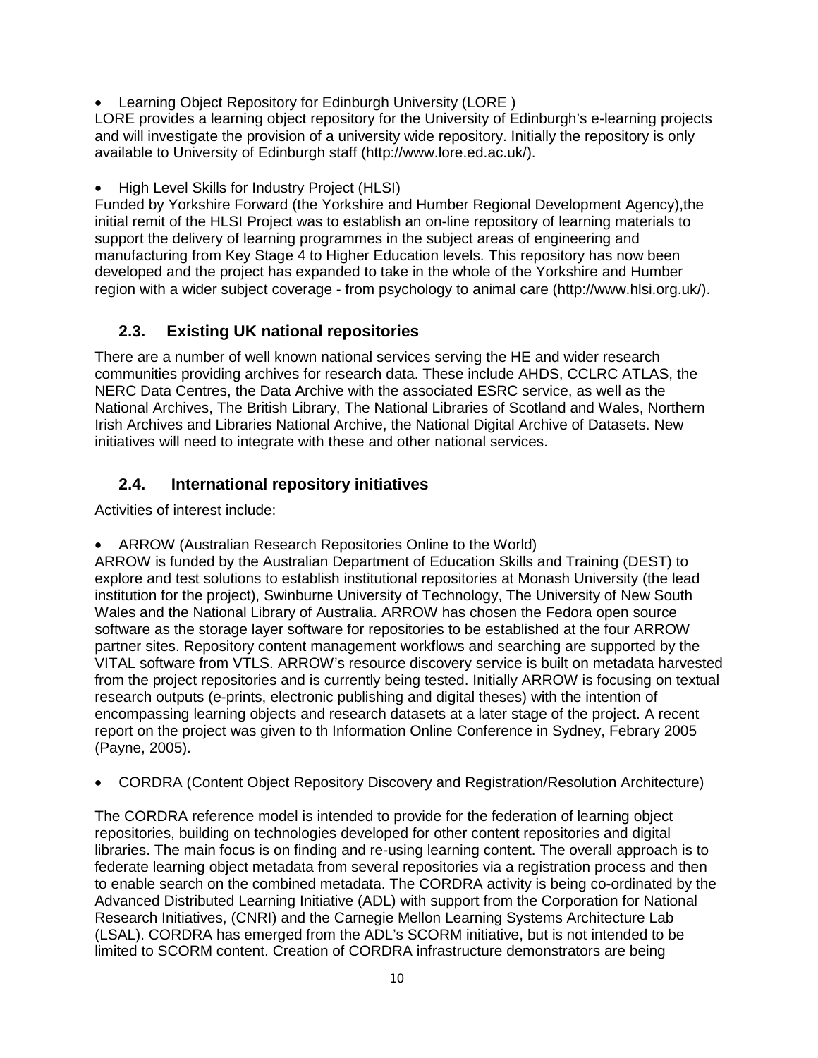- Learning Object Repository for Edinburgh University (LORE )

LORE provides a learning object repository for the University of Edinburgh's e-learning projects and will investigate the provision of a university wide repository. Initially the repository is only available to University of Edinburgh staff (http://www.lore.ed.ac.uk/).

- High Level Skills for Industry Project (HLSI)

Funded by Yorkshire Forward (the Yorkshire and Humber Regional Development Agency),the initial remit of the HLSI Project was to establish an on-line repository of learning materials to support the delivery of learning programmes in the subject areas of engineering and manufacturing from Key Stage 4 to Higher Education levels. This repository has now been developed and the project has expanded to take in the whole of the Yorkshire and Humber region with a wider subject coverage - from psychology to animal care (http://www.hlsi.org.uk/).

## 2.3. Existing UK national repositories

There are a number of well known national services serving the HE and wider research communities providing archives for research data. These include AHDS, CCLRC ATLAS, the NERC Data Centres, the Data Archive with the associated ESRC service, as well as the National Archives, The British Library, The National Libraries of Scotland and Wales, Northern Irish Archives and Libraries National Archive, the National Digital Archive of Datasets. New initiatives will need to integrate with these and other national services.

## 2.4. International repository initiatives

Activities of interest include:

- ARROW (Australian Research Repositories Online to the World)

ARROW is funded by the Australian Department of Education Skills and Training (DEST) to explore and test solutions to establish institutional repositories at Monash University (the lead institution for the project), Swinburne University of Technology, The University of New South Wales and the National Library of Australia. ARROW has chosen the Fedora open source software as the storage layer software for repositories to be established at the four ARROW partner sites. Repository content management workflows and searching are supported by the VITAL software from VTLS. ARROW's resource discovery service is built on metadata harvested from the project repositories and is currently being tested. Initially ARROW is focusing on textual research outputs (e-prints, electronic publishing and digital theses) with the intention of encompassing learning objects and research datasets at a later stage of the project. A recent report on the project was given to th Information Online Conference in Sydney, Febrary 2005 (Payne, 2005).

- CORDRA (Content Object Repository Discovery and Registration/Resolution Architecture)

The CORDRA reference model is intended to provide for the federation of learning object repositories, building on technologies developed for other content repositories and digital libraries. The main focus is on finding and re-using learning content. The overall approach is to federate learning object metadata from several repositories via a registration process and then to enable search on the combined metadata. The CORDRA activity is being co-ordinated by the Advanced Distributed Learning Initiative (ADL) with support from the Corporation for National Research Initiatives, (CNRI) and the Carnegie Mellon Learning Systems Architecture Lab (LSAL). CORDRA has emerged from the ADL's SCORM initiative, but is not intended to be limited to SCORM content. Creation of CORDRA infrastructure demonstrators are being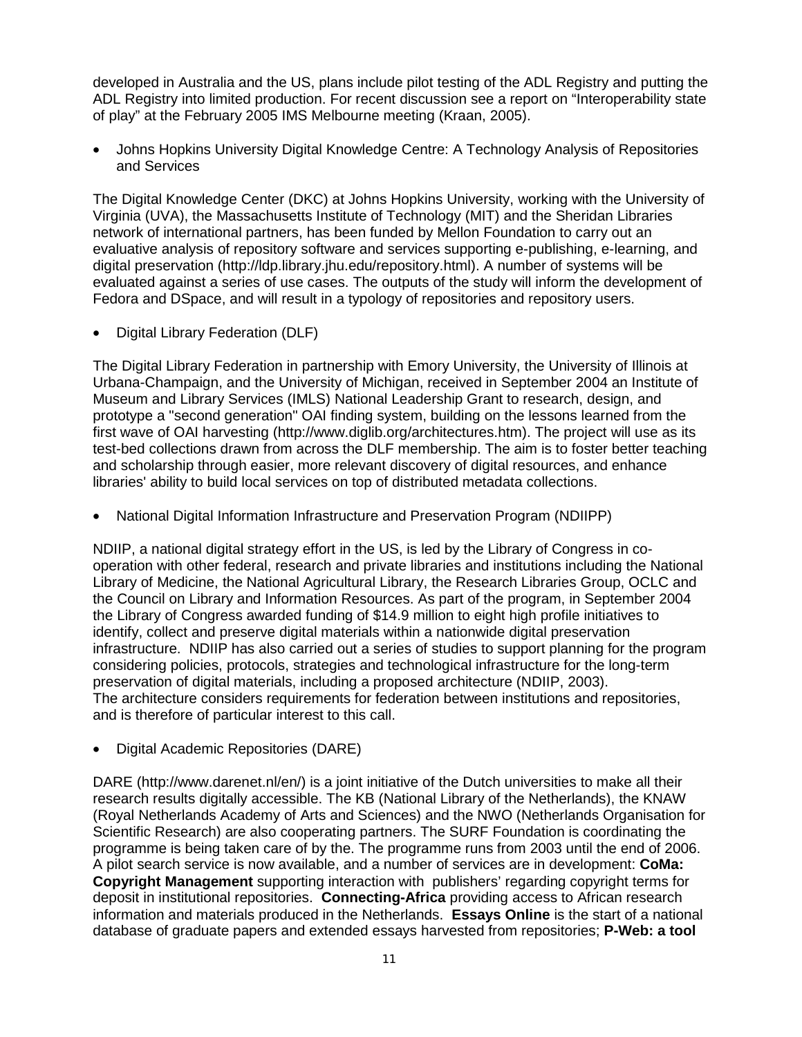developed in Australia and the US, plans include pilot testing of the ADL Registry and putting the ADL Registry into limited production. For recent discussion see a report on "Interoperability state of play" at the February 2005 IMS Melbourne meeting (Kraan, 2005).

- Johns Hopkins University Digital Knowledge Centre: A Technology Analysis of Repositories and Services

The Digital Knowledge Center (DKC) at Johns Hopkins University, working with the University of Virginia (UVA), the Massachusetts Institute of Technology (MIT) and the Sheridan Libraries network of international partners, has been funded by Mellon Foundation to carry out an evaluative analysis of repository software and services supporting e-publishing, e-learning, and digital preservation (http://ldp.library.jhu.edu/repository.html). A number of systems will be evaluated against a series of use cases. The outputs of the study will inform the development of Fedora and DSpace, and will result in a typology of repositories and repository users.

- Digital Library Federation (DLF)

The Digital Library Federation in partnership with Emory University, the University of Illinois at Urbana-Champaign, and the University of Michigan, received in September 2004 an Institute of Museum and Library Services (IMLS) National Leadership Grant to research, design, and prototype a "second generation" OAI finding system, building on the lessons learned from the first wave of OAI harvesting (http://www.diglib.org/architectures.htm). The project will use as its test-bed collections drawn from across the DLF membership. The aim is to foster better teaching and scholarship through easier, more relevant discovery of digital resources, and enhance libraries' ability to build local services on top of distributed metadata collections.

- National Digital Information Infrastructure and Preservation Program (NDIIPP)

NDIIP, a national digital strategy effort in the US, is led by the Library of Congress in co-operation with other federal, research and private libraries and institutions including the National Library of Medicine, the National Agricultural Library, the Research Libraries Group, OCLC and the Council on Library and Information Resources. As part of the program, in September 2004 the Library of Congress awarded funding of $14.9 million to eight high profile initiatives to identify, collect and preserve digital materials within a nationwide digital preservation infrastructure. NDIIP has also carried out a series of studies to support planning for the program considering policies, protocols, strategies and technological infrastructure for the long-term preservation of digital materials, including a proposed architecture (NDIIP, 2003). The architecture considers requirements for federation between institutions and repositories, and is therefore of particular interest to this call.

- Digital Academic Repositories (DARE)

DARE (http://www.darenet.nl/en/) is a joint initiative of the Dutch universities to make all their research results digitally accessible. The KB (National Library of the Netherlands), the KNAW (Royal Netherlands Academy of Arts and Sciences) and the NWO (Netherlands Organisation for Scientific Research) are also cooperating partners. The SURF Foundation is coordinating the programme is being taken care of by the. The programme runs from 2003 until the end of 2006. A pilot search service is now available, and a number of services are in development: **CoMa: Copyright Management** supporting interaction with publishers' regarding copyright terms for deposit in institutional repositories. **Connecting-Africa** providing access to African research information and materials produced in the Netherlands. **Essays Online** is the start of a national database of graduate papers and extended essays harvested from repositories; **P-Web: a tool**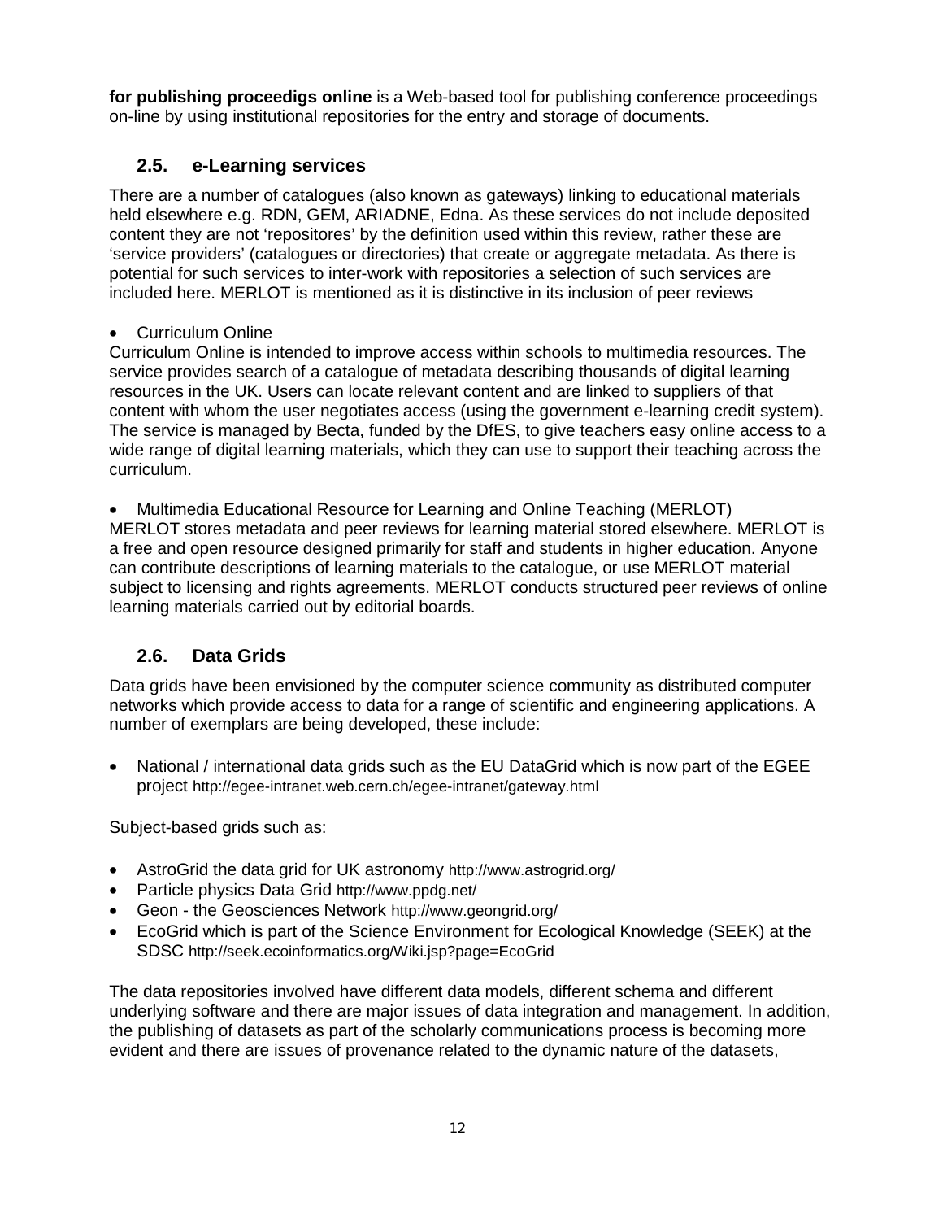**for publishing proceedigs online** is a Web-based tool for publishing conference proceedings on-line by using institutional repositories for the entry and storage of documents.

## 2.5. e-Learning services

There are a number of catalogues (also known as gateways) linking to educational materials held elsewhere e.g. RDN, GEM, ARIADNE, Edna. As these services do not include deposited content they are not 'repositores' by the definition used within this review, rather these are 'service providers' (catalogues or directories) that create or aggregate metadata. As there is potential for such services to inter-work with repositories a selection of such services are included here. MERLOT is mentioned as it is distinctive in its inclusion of peer reviews

- Curriculum Online

Curriculum Online is intended to improve access within schools to multimedia resources. The service provides search of a catalogue of metadata describing thousands of digital learning resources in the UK. Users can locate relevant content and are linked to suppliers of that content with whom the user negotiates access (using the government e-learning credit system). The service is managed by Becta, funded by the DfES, to give teachers easy online access to a wide range of digital learning materials, which they can use to support their teaching across the curriculum.

- Multimedia Educational Resource for Learning and Online Teaching (MERLOT)

MERLOT stores metadata and peer reviews for learning material stored elsewhere. MERLOT is a free and open resource designed primarily for staff and students in higher education. Anyone can contribute descriptions of learning materials to the catalogue, or use MERLOT material subject to licensing and rights agreements. MERLOT conducts structured peer reviews of online learning materials carried out by editorial boards.

## 2.6. Data Grids

Data grids have been envisioned by the computer science community as distributed computer networks which provide access to data for a range of scientific and engineering applications. A number of exemplars are being developed, these include:

- National / international data grids such as the EU DataGrid which is now part of the EGEE project http://egee-intranet.web.cern.ch/egee-intranet/gateway.html

Subject-based grids such as:

- AstroGrid the data grid for UK astronomy http://www.astrogrid.org/
- Particle physics Data Grid http://www.ppdg.net/
- Geon - the Geosciences Network http://www.geongrid.org/
- EcoGrid which is part of the Science Environment for Ecological Knowledge (SEEK) at the SDSC http://seek.ecoinformatics.org/Wiki.jsp?page=EcoGrid

The data repositories involved have different data models, different schema and different underlying software and there are major issues of data integration and management. In addition, the publishing of datasets as part of the scholarly communications process is becoming more evident and there are issues of provenance related to the dynamic nature of the datasets,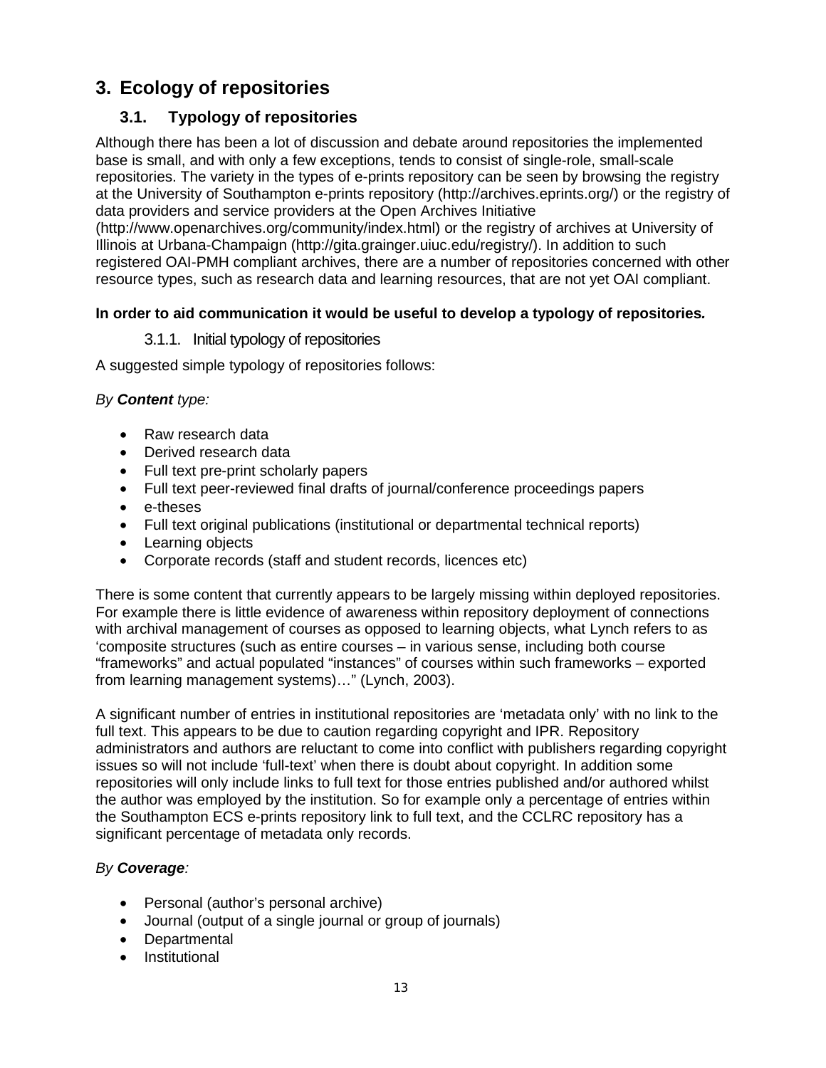# 3. Ecology of repositories

## 3.1. Typology of repositories

Although there has been a lot of discussion and debate around repositories the implemented base is small, and with only a few exceptions, tends to consist of single-role, small-scale repositories. The variety in the types of e-prints repository can be seen by browsing the registry at the University of Southampton e-prints repository (http://archives.eprints.org/) or the registry of data providers and service providers at the Open Archives Initiative (http://www.openarchives.org/community/index.html) or the registry of archives at University of Illinois at Urbana-Champaign (http://gita.grainger.uiuc.edu/registry/). In addition to such registered OAI-PMH compliant archives, there are a number of repositories concerned with other resource types, such as research data and learning resources, that are not yet OAI compliant.

**In order to aid communication it would be useful to develop a typology of repositories.**

### 3.1.1. Initial typology of repositories

A suggested simple typology of repositories follows:

*By **Content** type:*

- Raw research data
- Derived research data
- Full text pre-print scholarly papers
- Full text peer-reviewed final drafts of journal/conference proceedings papers
- e-theses
- Full text original publications (institutional or departmental technical reports)
- Learning objects
- Corporate records (staff and student records, licences etc)

There is some content that currently appears to be largely missing within deployed repositories. For example there is little evidence of awareness within repository deployment of connections with archival management of courses as opposed to learning objects, what Lynch refers to as 'composite structures (such as entire courses – in various sense, including both course "frameworks" and actual populated "instances" of courses within such frameworks – exported from learning management systems)…" (Lynch, 2003).

A significant number of entries in institutional repositories are 'metadata only' with no link to the full text. This appears to be due to caution regarding copyright and IPR. Repository administrators and authors are reluctant to come into conflict with publishers regarding copyright issues so will not include 'full-text' when there is doubt about copyright. In addition some repositories will only include links to full text for those entries published and/or authored whilst the author was employed by the institution. So for example only a percentage of entries within the Southampton ECS e-prints repository link to full text, and the CCLRC repository has a significant percentage of metadata only records.

*By **Coverage**:*

- Personal (author's personal archive)
- Journal (output of a single journal or group of journals)
- Departmental
- Institutional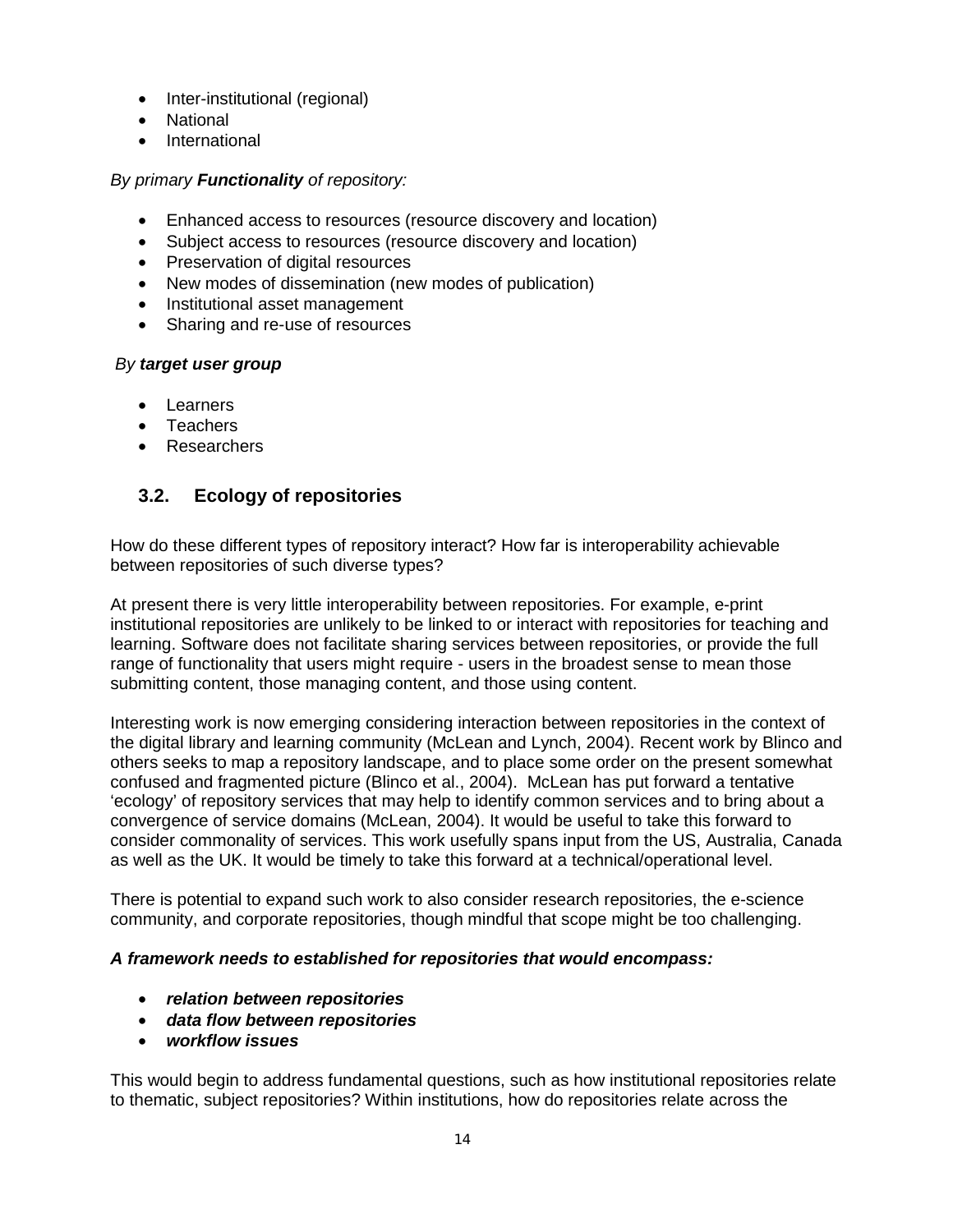- Inter-institutional (regional)
- National
- International

*By primary **Functionality** of repository:*

- Enhanced access to resources (resource discovery and location)
- Subject access to resources (resource discovery and location)
- Preservation of digital resources
- New modes of dissemination (new modes of publication)
- Institutional asset management
- Sharing and re-use of resources

*By **target user group***

- Learners
- Teachers
- Researchers

## 3.2. Ecology of repositories

How do these different types of repository interact? How far is interoperability achievable between repositories of such diverse types?

At present there is very little interoperability between repositories. For example, e-print institutional repositories are unlikely to be linked to or interact with repositories for teaching and learning. Software does not facilitate sharing services between repositories, or provide the full range of functionality that users might require - users in the broadest sense to mean those submitting content, those managing content, and those using content.

Interesting work is now emerging considering interaction between repositories in the context of the digital library and learning community (McLean and Lynch, 2004). Recent work by Blinco and others seeks to map a repository landscape, and to place some order on the present somewhat confused and fragmented picture (Blinco et al., 2004). McLean has put forward a tentative 'ecology' of repository services that may help to identify common services and to bring about a convergence of service domains (McLean, 2004). It would be useful to take this forward to consider commonality of services. This work usefully spans input from the US, Australia, Canada as well as the UK. It would be timely to take this forward at a technical/operational level.

There is potential to expand such work to also consider research repositories, the e-science community, and corporate repositories, though mindful that scope might be too challenging.

***A framework needs to established for repositories that would encompass:***

- ***relation between repositories***
- ***data flow between repositories***
- ***workflow issues***

This would begin to address fundamental questions, such as how institutional repositories relate to thematic, subject repositories? Within institutions, how do repositories relate across the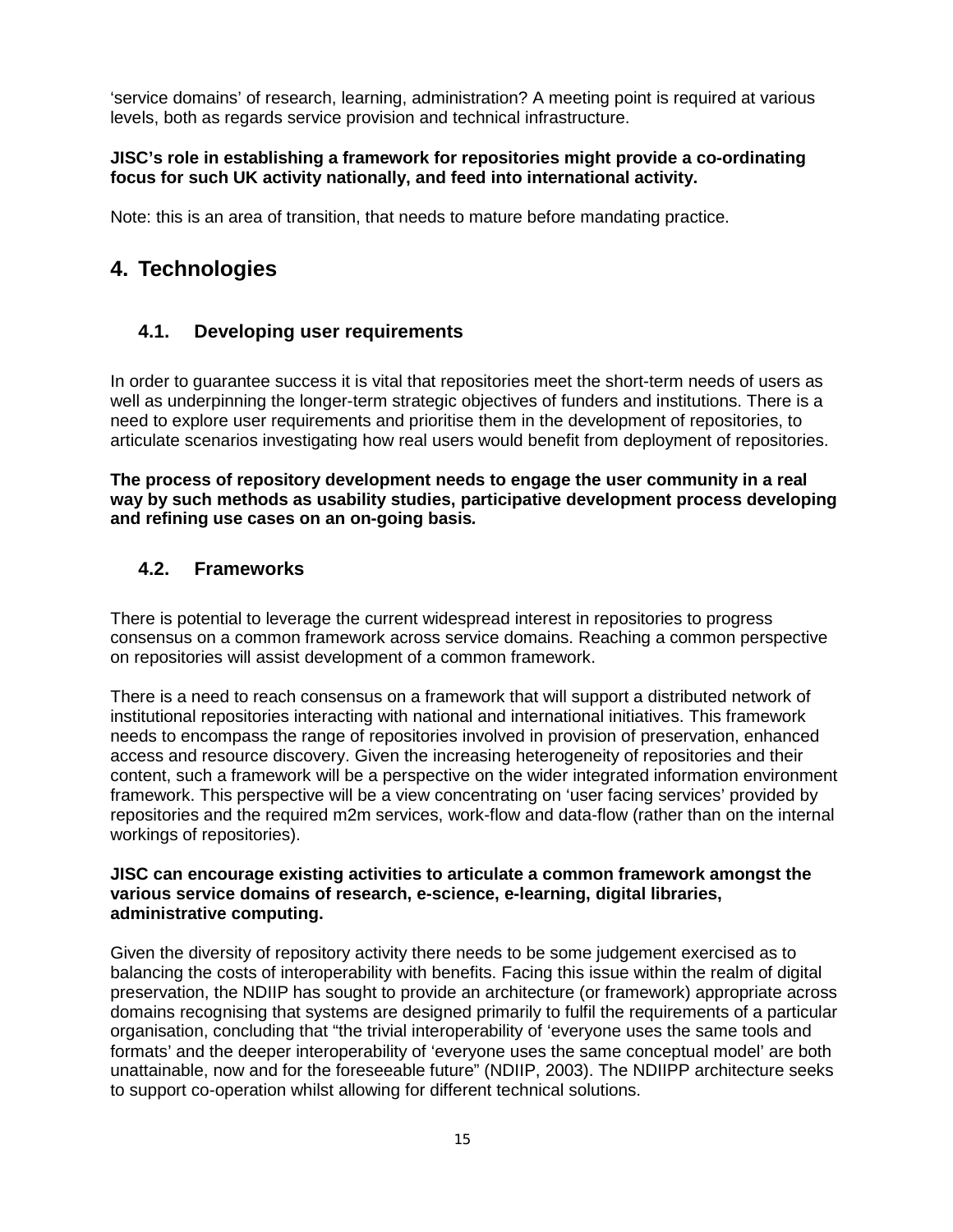'service domains' of research, learning, administration? A meeting point is required at various levels, both as regards service provision and technical infrastructure.

**JISC's role in establishing a framework for repositories might provide a co-ordinating focus for such UK activity nationally, and feed into international activity.**

Note: this is an area of transition, that needs to mature before mandating practice.

# 4. Technologies

## 4.1. Developing user requirements

In order to guarantee success it is vital that repositories meet the short-term needs of users as well as underpinning the longer-term strategic objectives of funders and institutions. There is a need to explore user requirements and prioritise them in the development of repositories, to articulate scenarios investigating how real users would benefit from deployment of repositories.

**The process of repository development needs to engage the user community in a real way by such methods as usability studies, participative development process developing and refining use cases on an on-going basis.**

## 4.2. Frameworks

There is potential to leverage the current widespread interest in repositories to progress consensus on a common framework across service domains. Reaching a common perspective on repositories will assist development of a common framework.

There is a need to reach consensus on a framework that will support a distributed network of institutional repositories interacting with national and international initiatives. This framework needs to encompass the range of repositories involved in provision of preservation, enhanced access and resource discovery. Given the increasing heterogeneity of repositories and their content, such a framework will be a perspective on the wider integrated information environment framework. This perspective will be a view concentrating on 'user facing services' provided by repositories and the required m2m services, work-flow and data-flow (rather than on the internal workings of repositories).

**JISC can encourage existing activities to articulate a common framework amongst the various service domains of research, e-science, e-learning, digital libraries, administrative computing.**

Given the diversity of repository activity there needs to be some judgement exercised as to balancing the costs of interoperability with benefits. Facing this issue within the realm of digital preservation, the NDIIP has sought to provide an architecture (or framework) appropriate across domains recognising that systems are designed primarily to fulfil the requirements of a particular organisation, concluding that "the trivial interoperability of 'everyone uses the same tools and formats' and the deeper interoperability of 'everyone uses the same conceptual model' are both unattainable, now and for the foreseeable future" (NDIIP, 2003). The NDIIPP architecture seeks to support co-operation whilst allowing for different technical solutions.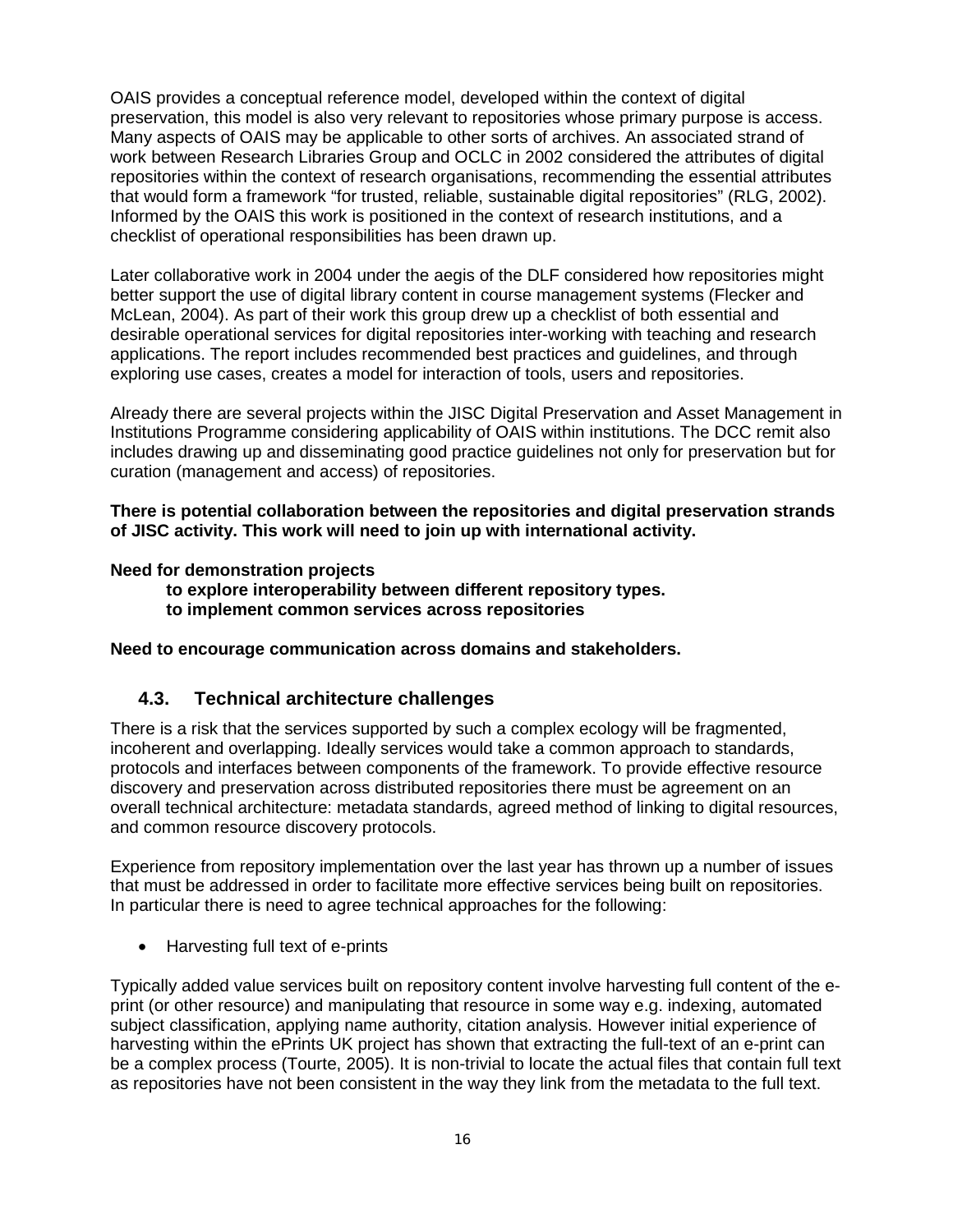OAIS provides a conceptual reference model, developed within the context of digital preservation, this model is also very relevant to repositories whose primary purpose is access. Many aspects of OAIS may be applicable to other sorts of archives. An associated strand of work between Research Libraries Group and OCLC in 2002 considered the attributes of digital repositories within the context of research organisations, recommending the essential attributes that would form a framework "for trusted, reliable, sustainable digital repositories" (RLG, 2002). Informed by the OAIS this work is positioned in the context of research institutions, and a checklist of operational responsibilities has been drawn up.

Later collaborative work in 2004 under the aegis of the DLF considered how repositories might better support the use of digital library content in course management systems (Flecker and McLean, 2004). As part of their work this group drew up a checklist of both essential and desirable operational services for digital repositories inter-working with teaching and research applications. The report includes recommended best practices and guidelines, and through exploring use cases, creates a model for interaction of tools, users and repositories.

Already there are several projects within the JISC Digital Preservation and Asset Management in Institutions Programme considering applicability of OAIS within institutions. The DCC remit also includes drawing up and disseminating good practice guidelines not only for preservation but for curation (management and access) of repositories.

**There is potential collaboration between the repositories and digital preservation strands of JISC activity. This work will need to join up with international activity.**

**Need for demonstration projects**

> **to explore interoperability between different repository types.**
> **to implement common services across repositories**

**Need to encourage communication across domains and stakeholders.**

## 4.3. Technical architecture challenges

There is a risk that the services supported by such a complex ecology will be fragmented, incoherent and overlapping. Ideally services would take a common approach to standards, protocols and interfaces between components of the framework. To provide effective resource discovery and preservation across distributed repositories there must be agreement on an overall technical architecture: metadata standards, agreed method of linking to digital resources, and common resource discovery protocols.

Experience from repository implementation over the last year has thrown up a number of issues that must be addressed in order to facilitate more effective services being built on repositories. In particular there is need to agree technical approaches for the following:

- Harvesting full text of e-prints

Typically added value services built on repository content involve harvesting full content of the e-print (or other resource) and manipulating that resource in some way e.g. indexing, automated subject classification, applying name authority, citation analysis. However initial experience of harvesting within the ePrints UK project has shown that extracting the full-text of an e-print can be a complex process (Tourte, 2005). It is non-trivial to locate the actual files that contain full text as repositories have not been consistent in the way they link from the metadata to the full text.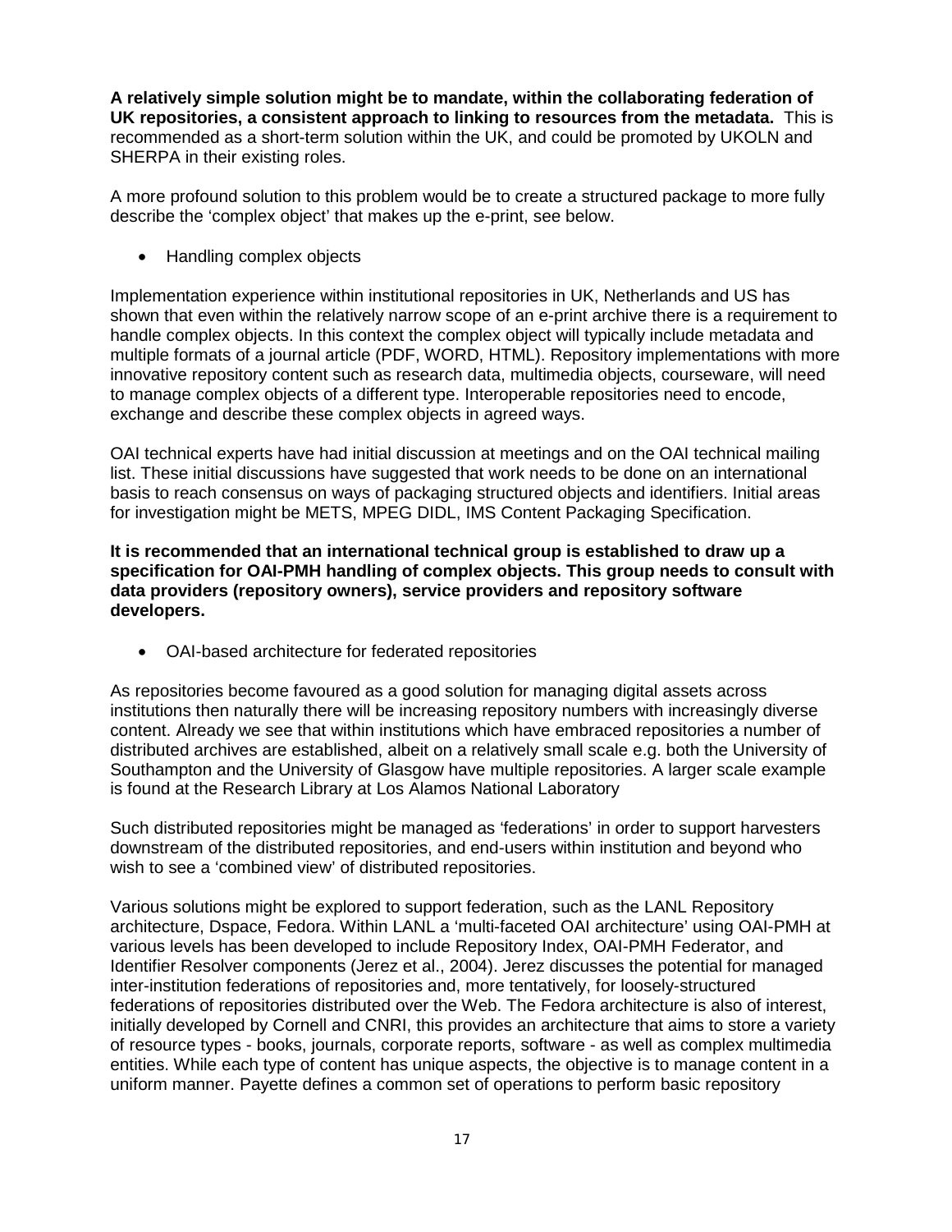**A relatively simple solution might be to mandate, within the collaborating federation of UK repositories, a consistent approach to linking to resources from the metadata.** This is recommended as a short-term solution within the UK, and could be promoted by UKOLN and SHERPA in their existing roles.

A more profound solution to this problem would be to create a structured package to more fully describe the 'complex object' that makes up the e-print, see below.

- Handling complex objects

Implementation experience within institutional repositories in UK, Netherlands and US has shown that even within the relatively narrow scope of an e-print archive there is a requirement to handle complex objects. In this context the complex object will typically include metadata and multiple formats of a journal article (PDF, WORD, HTML). Repository implementations with more innovative repository content such as research data, multimedia objects, courseware, will need to manage complex objects of a different type. Interoperable repositories need to encode, exchange and describe these complex objects in agreed ways.

OAI technical experts have had initial discussion at meetings and on the OAI technical mailing list. These initial discussions have suggested that work needs to be done on an international basis to reach consensus on ways of packaging structured objects and identifiers. Initial areas for investigation might be METS, MPEG DIDL, IMS Content Packaging Specification.

**It is recommended that an international technical group is established to draw up a specification for OAI-PMH handling of complex objects. This group needs to consult with data providers (repository owners), service providers and repository software developers.**

- OAI-based architecture for federated repositories

As repositories become favoured as a good solution for managing digital assets across institutions then naturally there will be increasing repository numbers with increasingly diverse content. Already we see that within institutions which have embraced repositories a number of distributed archives are established, albeit on a relatively small scale e.g. both the University of Southampton and the University of Glasgow have multiple repositories. A larger scale example is found at the Research Library at Los Alamos National Laboratory

Such distributed repositories might be managed as 'federations' in order to support harvesters downstream of the distributed repositories, and end-users within institution and beyond who wish to see a 'combined view' of distributed repositories.

Various solutions might be explored to support federation, such as the LANL Repository architecture, Dspace, Fedora. Within LANL a 'multi-faceted OAI architecture' using OAI-PMH at various levels has been developed to include Repository Index, OAI-PMH Federator, and Identifier Resolver components (Jerez et al., 2004). Jerez discusses the potential for managed inter-institution federations of repositories and, more tentatively, for loosely-structured federations of repositories distributed over the Web. The Fedora architecture is also of interest, initially developed by Cornell and CNRI, this provides an architecture that aims to store a variety of resource types - books, journals, corporate reports, software - as well as complex multimedia entities. While each type of content has unique aspects, the objective is to manage content in a uniform manner. Payette defines a common set of operations to perform basic repository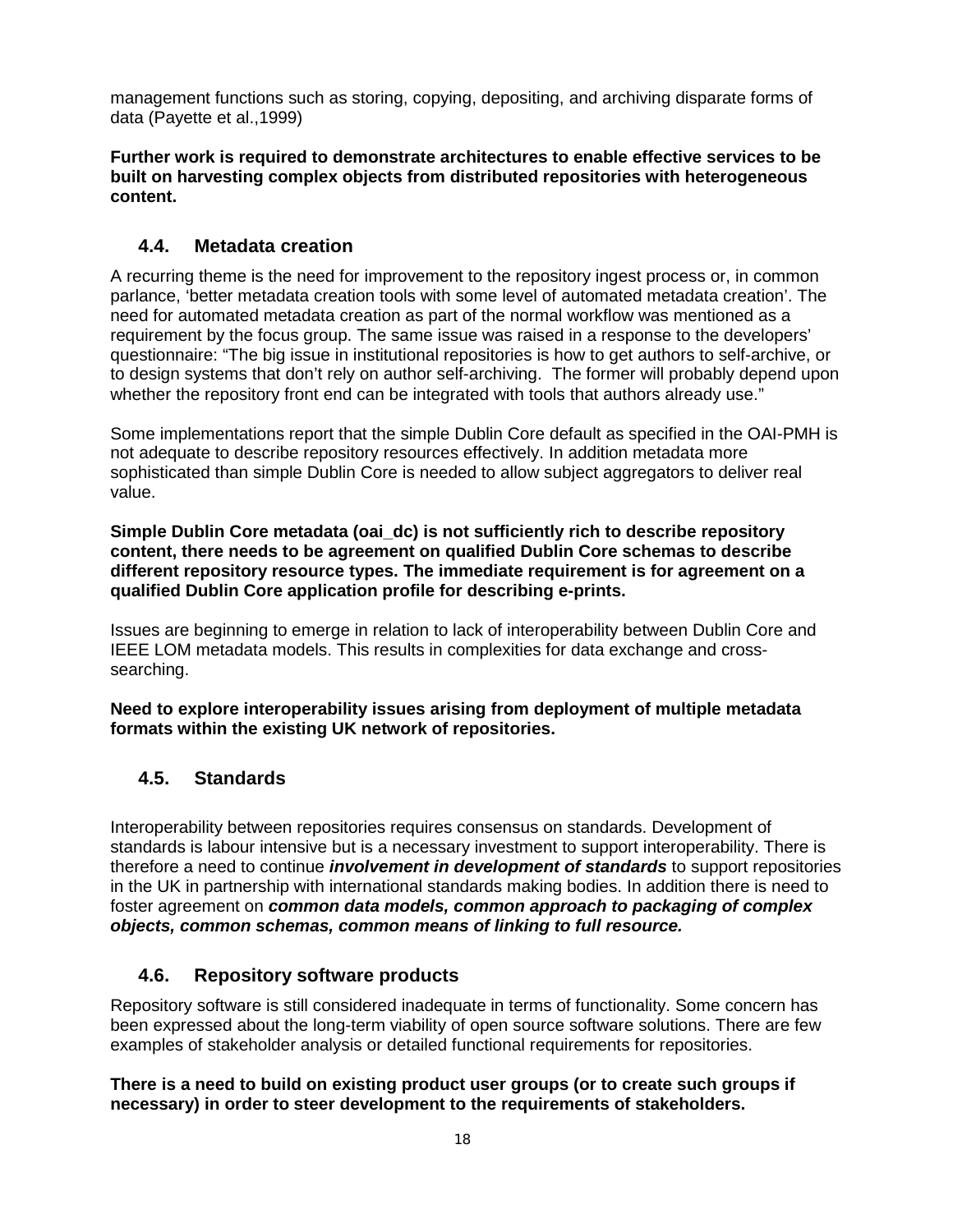management functions such as storing, copying, depositing, and archiving disparate forms of data (Payette et al.,1999)

**Further work is required to demonstrate architectures to enable effective services to be built on harvesting complex objects from distributed repositories with heterogeneous content.**

## 4.4. Metadata creation

A recurring theme is the need for improvement to the repository ingest process or, in common parlance, 'better metadata creation tools with some level of automated metadata creation'. The need for automated metadata creation as part of the normal workflow was mentioned as a requirement by the focus group. The same issue was raised in a response to the developers' questionnaire: "The big issue in institutional repositories is how to get authors to self-archive, or to design systems that don't rely on author self-archiving. The former will probably depend upon whether the repository front end can be integrated with tools that authors already use."

Some implementations report that the simple Dublin Core default as specified in the OAI-PMH is not adequate to describe repository resources effectively. In addition metadata more sophisticated than simple Dublin Core is needed to allow subject aggregators to deliver real value.

**Simple Dublin Core metadata (oai_dc) is not sufficiently rich to describe repository content, there needs to be agreement on qualified Dublin Core schemas to describe different repository resource types. The immediate requirement is for agreement on a qualified Dublin Core application profile for describing e-prints.**

Issues are beginning to emerge in relation to lack of interoperability between Dublin Core and IEEE LOM metadata models. This results in complexities for data exchange and cross-searching.

**Need to explore interoperability issues arising from deployment of multiple metadata formats within the existing UK network of repositories.**

## 4.5. Standards

Interoperability between repositories requires consensus on standards. Development of standards is labour intensive but is a necessary investment to support interoperability. There is therefore a need to continue ***involvement in development of standards*** to support repositories in the UK in partnership with international standards making bodies. In addition there is need to foster agreement on ***common data models, common approach to packaging of complex objects, common schemas, common means of linking to full resource.***

## 4.6. Repository software products

Repository software is still considered inadequate in terms of functionality. Some concern has been expressed about the long-term viability of open source software solutions. There are few examples of stakeholder analysis or detailed functional requirements for repositories.

**There is a need to build on existing product user groups (or to create such groups if necessary) in order to steer development to the requirements of stakeholders.**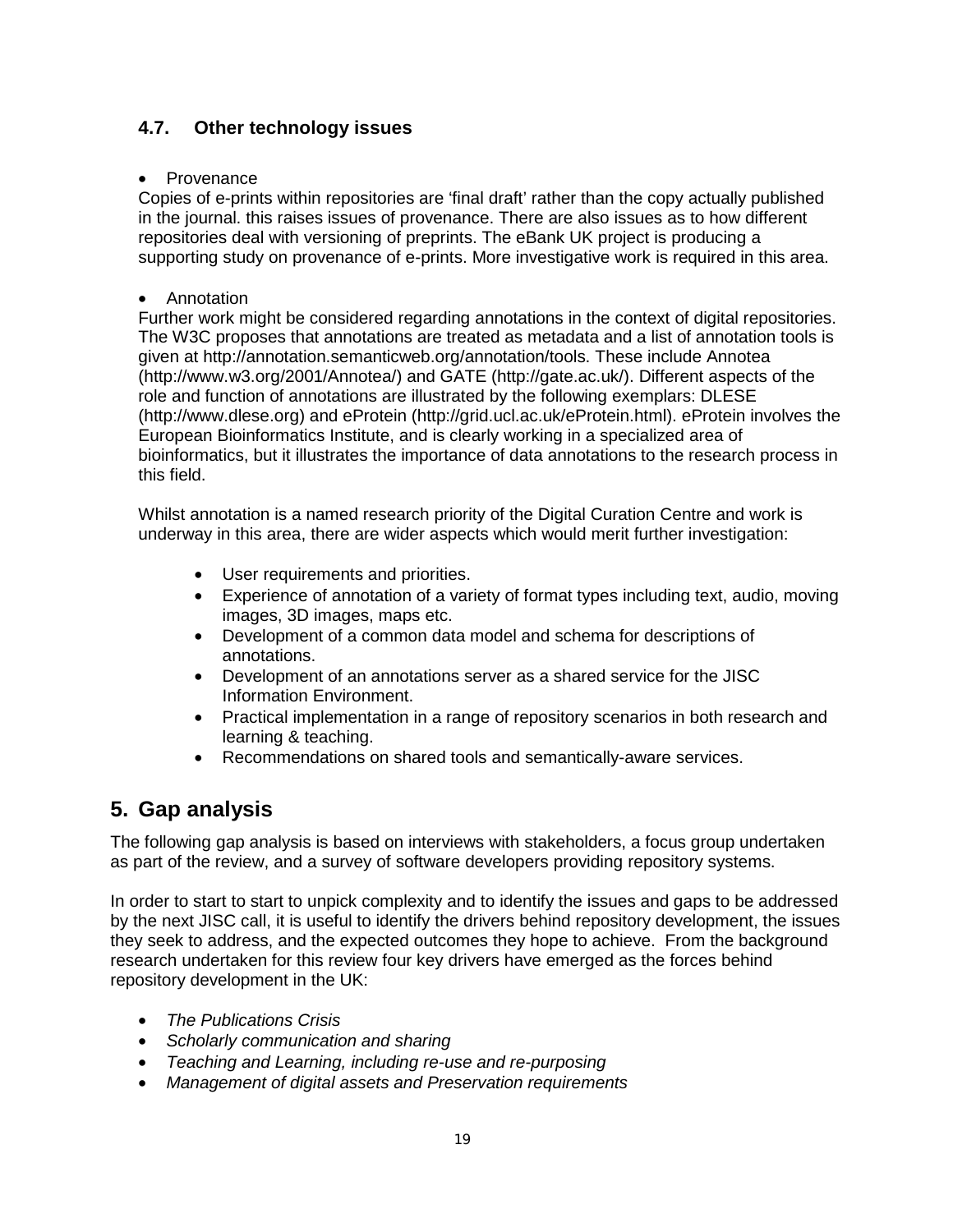### 4.7. Other technology issues

- Provenance

Copies of e-prints within repositories are 'final draft' rather than the copy actually published in the journal. this raises issues of provenance. There are also issues as to how different repositories deal with versioning of preprints. The eBank UK project is producing a supporting study on provenance of e-prints. More investigative work is required in this area.

- Annotation

Further work might be considered regarding annotations in the context of digital repositories. The W3C proposes that annotations are treated as metadata and a list of annotation tools is given at http://annotation.semanticweb.org/annotation/tools. These include Annotea (http://www.w3.org/2001/Annotea/) and GATE (http://gate.ac.uk/). Different aspects of the role and function of annotations are illustrated by the following exemplars: DLESE (http://www.dlese.org) and eProtein (http://grid.ucl.ac.uk/eProtein.html). eProtein involves the European Bioinformatics Institute, and is clearly working in a specialized area of bioinformatics, but it illustrates the importance of data annotations to the research process in this field.

Whilst annotation is a named research priority of the Digital Curation Centre and work is underway in this area, there are wider aspects which would merit further investigation:

- User requirements and priorities.
- Experience of annotation of a variety of format types including text, audio, moving images, 3D images, maps etc.
- Development of a common data model and schema for descriptions of annotations.
- Development of an annotations server as a shared service for the JISC Information Environment.
- Practical implementation in a range of repository scenarios in both research and learning & teaching.
- Recommendations on shared tools and semantically-aware services.

## 5. Gap analysis

The following gap analysis is based on interviews with stakeholders, a focus group undertaken as part of the review, and a survey of software developers providing repository systems.

In order to start to start to unpick complexity and to identify the issues and gaps to be addressed by the next JISC call, it is useful to identify the drivers behind repository development, the issues they seek to address, and the expected outcomes they hope to achieve. From the background research undertaken for this review four key drivers have emerged as the forces behind repository development in the UK:

- *The Publications Crisis*
- *Scholarly communication and sharing*
- *Teaching and Learning, including re-use and re-purposing*
- *Management of digital assets and Preservation requirements*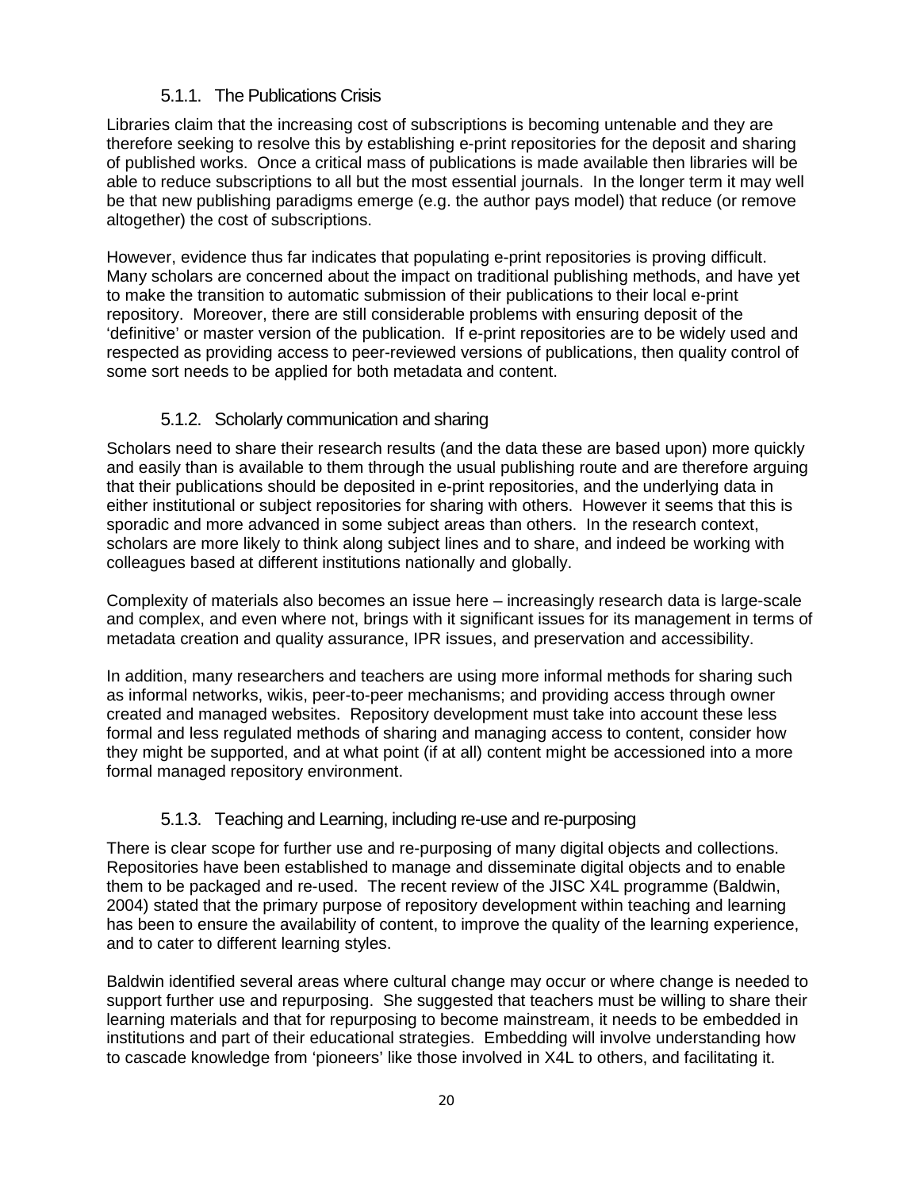### 5.1.1. The Publications Crisis

Libraries claim that the increasing cost of subscriptions is becoming untenable and they are therefore seeking to resolve this by establishing e-print repositories for the deposit and sharing of published works. Once a critical mass of publications is made available then libraries will be able to reduce subscriptions to all but the most essential journals. In the longer term it may well be that new publishing paradigms emerge (e.g. the author pays model) that reduce (or remove altogether) the cost of subscriptions.

However, evidence thus far indicates that populating e-print repositories is proving difficult. Many scholars are concerned about the impact on traditional publishing methods, and have yet to make the transition to automatic submission of their publications to their local e-print repository. Moreover, there are still considerable problems with ensuring deposit of the 'definitive' or master version of the publication. If e-print repositories are to be widely used and respected as providing access to peer-reviewed versions of publications, then quality control of some sort needs to be applied for both metadata and content.

### 5.1.2. Scholarly communication and sharing

Scholars need to share their research results (and the data these are based upon) more quickly and easily than is available to them through the usual publishing route and are therefore arguing that their publications should be deposited in e-print repositories, and the underlying data in either institutional or subject repositories for sharing with others. However it seems that this is sporadic and more advanced in some subject areas than others. In the research context, scholars are more likely to think along subject lines and to share, and indeed be working with colleagues based at different institutions nationally and globally.

Complexity of materials also becomes an issue here – increasingly research data is large-scale and complex, and even where not, brings with it significant issues for its management in terms of metadata creation and quality assurance, IPR issues, and preservation and accessibility.

In addition, many researchers and teachers are using more informal methods for sharing such as informal networks, wikis, peer-to-peer mechanisms; and providing access through owner created and managed websites. Repository development must take into account these less formal and less regulated methods of sharing and managing access to content, consider how they might be supported, and at what point (if at all) content might be accessioned into a more formal managed repository environment.

### 5.1.3. Teaching and Learning, including re-use and re-purposing

There is clear scope for further use and re-purposing of many digital objects and collections. Repositories have been established to manage and disseminate digital objects and to enable them to be packaged and re-used. The recent review of the JISC X4L programme (Baldwin, 2004) stated that the primary purpose of repository development within teaching and learning has been to ensure the availability of content, to improve the quality of the learning experience, and to cater to different learning styles.

Baldwin identified several areas where cultural change may occur or where change is needed to support further use and repurposing. She suggested that teachers must be willing to share their learning materials and that for repurposing to become mainstream, it needs to be embedded in institutions and part of their educational strategies. Embedding will involve understanding how to cascade knowledge from 'pioneers' like those involved in X4L to others, and facilitating it.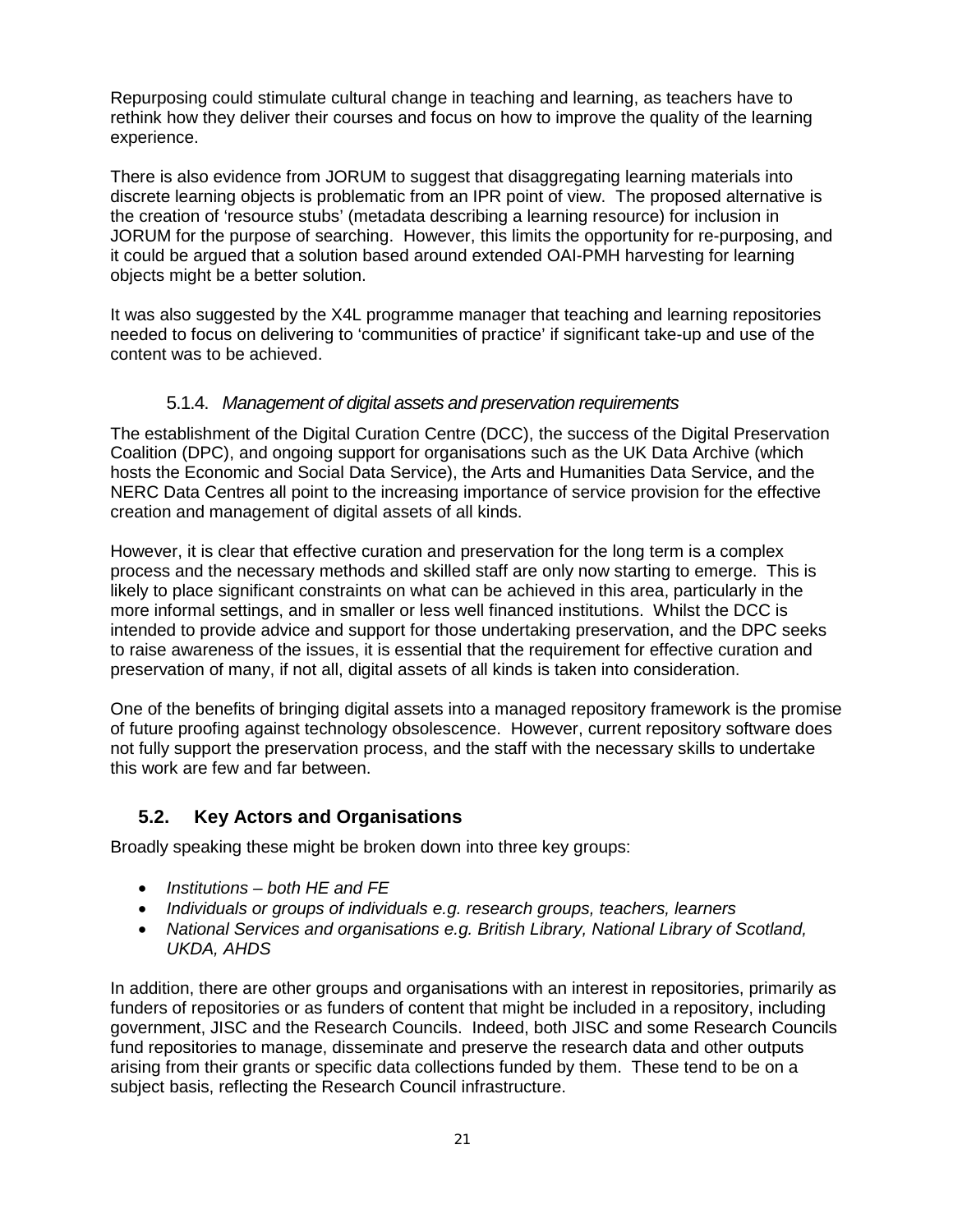Repurposing could stimulate cultural change in teaching and learning, as teachers have to rethink how they deliver their courses and focus on how to improve the quality of the learning experience.

There is also evidence from JORUM to suggest that disaggregating learning materials into discrete learning objects is problematic from an IPR point of view. The proposed alternative is the creation of 'resource stubs' (metadata describing a learning resource) for inclusion in JORUM for the purpose of searching. However, this limits the opportunity for re-purposing, and it could be argued that a solution based around extended OAI-PMH harvesting for learning objects might be a better solution.

It was also suggested by the X4L programme manager that teaching and learning repositories needed to focus on delivering to 'communities of practice' if significant take-up and use of the content was to be achieved.

#### 5.1.4. *Management of digital assets and preservation requirements*

The establishment of the Digital Curation Centre (DCC), the success of the Digital Preservation Coalition (DPC), and ongoing support for organisations such as the UK Data Archive (which hosts the Economic and Social Data Service), the Arts and Humanities Data Service, and the NERC Data Centres all point to the increasing importance of service provision for the effective creation and management of digital assets of all kinds.

However, it is clear that effective curation and preservation for the long term is a complex process and the necessary methods and skilled staff are only now starting to emerge. This is likely to place significant constraints on what can be achieved in this area, particularly in the more informal settings, and in smaller or less well financed institutions. Whilst the DCC is intended to provide advice and support for those undertaking preservation, and the DPC seeks to raise awareness of the issues, it is essential that the requirement for effective curation and preservation of many, if not all, digital assets of all kinds is taken into consideration.

One of the benefits of bringing digital assets into a managed repository framework is the promise of future proofing against technology obsolescence. However, current repository software does not fully support the preservation process, and the staff with the necessary skills to undertake this work are few and far between.

### 5.2. Key Actors and Organisations

Broadly speaking these might be broken down into three key groups:

- *Institutions – both HE and FE*
- *Individuals or groups of individuals e.g. research groups, teachers, learners*
- *National Services and organisations e.g. British Library, National Library of Scotland, UKDA, AHDS*

In addition, there are other groups and organisations with an interest in repositories, primarily as funders of repositories or as funders of content that might be included in a repository, including government, JISC and the Research Councils. Indeed, both JISC and some Research Councils fund repositories to manage, disseminate and preserve the research data and other outputs arising from their grants or specific data collections funded by them. These tend to be on a subject basis, reflecting the Research Council infrastructure.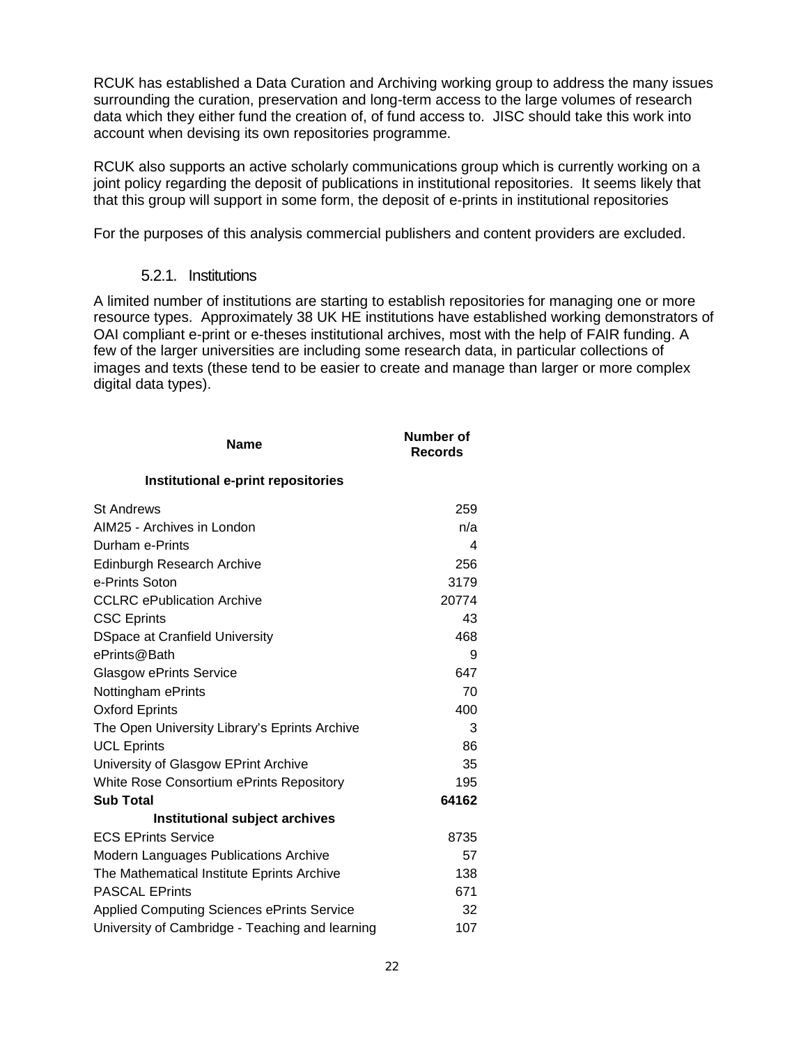RCUK has established a Data Curation and Archiving working group to address the many issues surrounding the curation, preservation and long-term access to the large volumes of research data which they either fund the creation of, of fund access to. JISC should take this work into account when devising its own repositories programme.

RCUK also supports an active scholarly communications group which is currently working on a joint policy regarding the deposit of publications in institutional repositories. It seems likely that that this group will support in some form, the deposit of e-prints in institutional repositories

For the purposes of this analysis commercial publishers and content providers are excluded.

### 5.2.1. Institutions

A limited number of institutions are starting to establish repositories for managing one or more resource types. Approximately 38 UK HE institutions have established working demonstrators of OAI compliant e-print or e-theses institutional archives, most with the help of FAIR funding. A few of the larger universities are including some research data, in particular collections of images and texts (these tend to be easier to create and manage than larger or more complex digital data types).

| Name | Number of Records |
|---|---|
| **Institutional e-print repositories** | |
| St Andrews | 259 |
| AIM25 - Archives in London | n/a |
| Durham e-Prints | 4 |
| Edinburgh Research Archive | 256 |
| e-Prints Soton | 3179 |
| CCLRC ePublication Archive | 20774 |
| CSC Eprints | 43 |
| DSpace at Cranfield University | 468 |
| ePrints@Bath | 9 |
| Glasgow ePrints Service | 647 |
| Nottingham ePrints | 70 |
| Oxford Eprints | 400 |
| The Open University Library's Eprints Archive | 3 |
| UCL Eprints | 86 |
| University of Glasgow EPrint Archive | 35 |
| White Rose Consortium ePrints Repository | 195 |
| **Sub Total** | **64162** |
| **Institutional subject archives** | |
| ECS EPrints Service | 8735 |
| Modern Languages Publications Archive | 57 |
| The Mathematical Institute Eprints Archive | 138 |
| PASCAL EPrints | 671 |
| Applied Computing Sciences ePrints Service | 32 |
| University of Cambridge - Teaching and learning | 107 |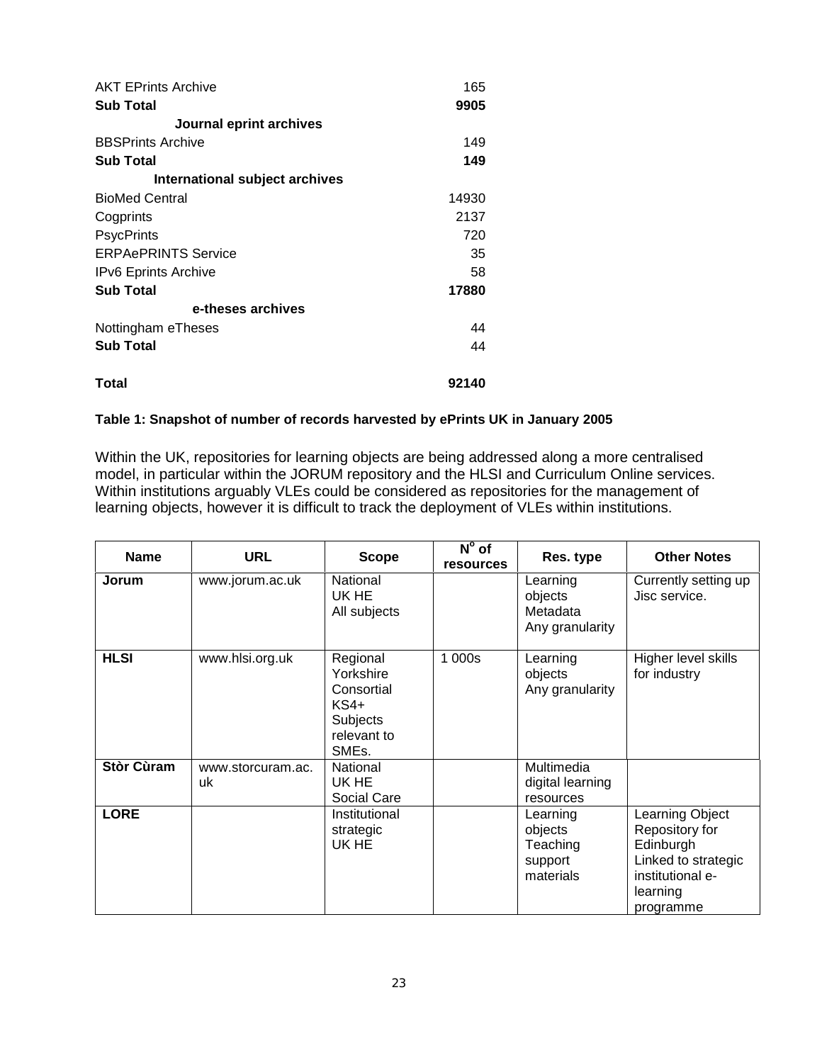| | |
|---|---|
| AKT EPrints Archive | 165 |
| **Sub Total** | **9905** |
| **Journal eprint archives** | |
| BBSPrints Archive | 149 |
| **Sub Total** | **149** |
| **International subject archives** | |
| BioMed Central | 14930 |
| Cogprints | 2137 |
| PsycPrints | 720 |
| ERPAePRINTS Service | 35 |
| IPv6 Eprints Archive | 58 |
| **Sub Total** | **17880** |
| **e-theses archives** | |
| Nottingham eTheses | 44 |
| **Sub Total** | 44 |
| **Total** | **92140** |

**Table 1: Snapshot of number of records harvested by ePrints UK in January 2005**

Within the UK, repositories for learning objects are being addressed along a more centralised model, in particular within the JORUM repository and the HLSI and Curriculum Online services. Within institutions arguably VLEs could be considered as repositories for the management of learning objects, however it is difficult to track the deployment of VLEs within institutions.

| Name | URL | Scope | N° of resources | Res. type | Other Notes |
|---|---|---|---|---|---|
| **Jorum** | www.jorum.ac.uk | National UK HE All subjects | | Learning objects Metadata Any granularity | Currently setting up Jisc service. |
| **HLSI** | www.hlsi.org.uk | Regional Yorkshire Consortial KS4+ Subjects relevant to SMEs. | 1 000s | Learning objects Any granularity | Higher level skills for industry |
| **Stòr Cùram** | www.storcuram.ac.uk | National UK HE Social Care | | Multimedia digital learning resources | |
| **LORE** | | Institutional strategic UK HE | | Learning objects Teaching support materials | Learning Object Repository for Edinburgh Linked to strategic institutional e-learning programme |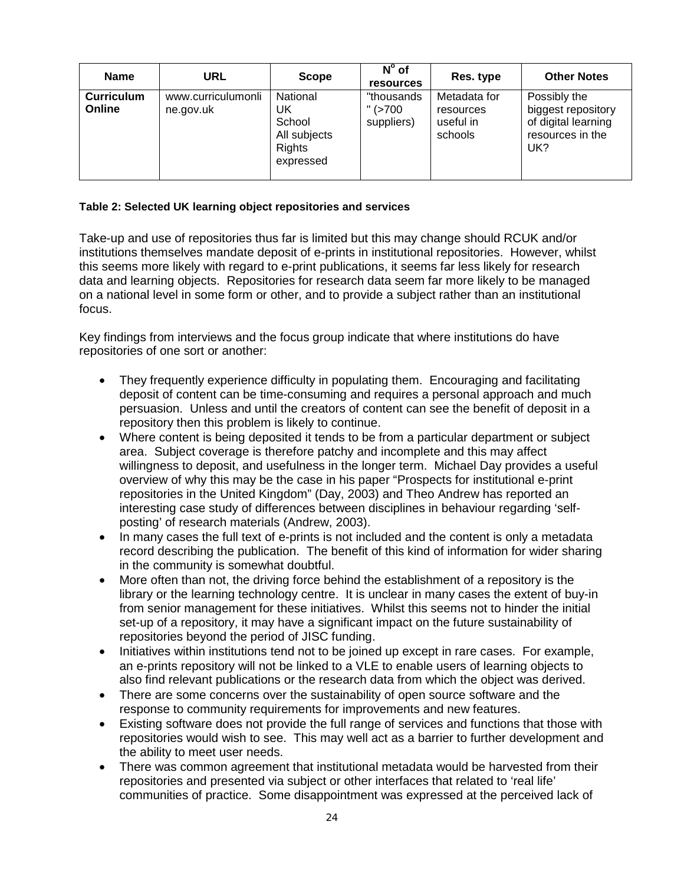| Name | URL | Scope | N° of resources | Res. type | Other Notes |
| --- | --- | --- | --- | --- | --- |
| **Curriculum Online** | www.curriculumonline.gov.uk | National UK School All subjects Rights expressed | "thousands" (>700 suppliers) | Metadata for resources useful in schools | Possibly the biggest repository of digital learning resources in the UK? |

**Table 2: Selected UK learning object repositories and services**

Take-up and use of repositories thus far is limited but this may change should RCUK and/or institutions themselves mandate deposit of e-prints in institutional repositories. However, whilst this seems more likely with regard to e-print publications, it seems far less likely for research data and learning objects. Repositories for research data seem far more likely to be managed on a national level in some form or other, and to provide a subject rather than an institutional focus.

Key findings from interviews and the focus group indicate that where institutions do have repositories of one sort or another:

- They frequently experience difficulty in populating them. Encouraging and facilitating deposit of content can be time-consuming and requires a personal approach and much persuasion. Unless and until the creators of content can see the benefit of deposit in a repository then this problem is likely to continue.
- Where content is being deposited it tends to be from a particular department or subject area. Subject coverage is therefore patchy and incomplete and this may affect willingness to deposit, and usefulness in the longer term. Michael Day provides a useful overview of why this may be the case in his paper "Prospects for institutional e-print repositories in the United Kingdom" (Day, 2003) and Theo Andrew has reported an interesting case study of differences between disciplines in behaviour regarding 'self-posting' of research materials (Andrew, 2003).
- In many cases the full text of e-prints is not included and the content is only a metadata record describing the publication. The benefit of this kind of information for wider sharing in the community is somewhat doubtful.
- More often than not, the driving force behind the establishment of a repository is the library or the learning technology centre. It is unclear in many cases the extent of buy-in from senior management for these initiatives. Whilst this seems not to hinder the initial set-up of a repository, it may have a significant impact on the future sustainability of repositories beyond the period of JISC funding.
- Initiatives within institutions tend not to be joined up except in rare cases. For example, an e-prints repository will not be linked to a VLE to enable users of learning objects to also find relevant publications or the research data from which the object was derived.
- There are some concerns over the sustainability of open source software and the response to community requirements for improvements and new features.
- Existing software does not provide the full range of services and functions that those with repositories would wish to see. This may well act as a barrier to further development and the ability to meet user needs.
- There was common agreement that institutional metadata would be harvested from their repositories and presented via subject or other interfaces that related to 'real life' communities of practice. Some disappointment was expressed at the perceived lack of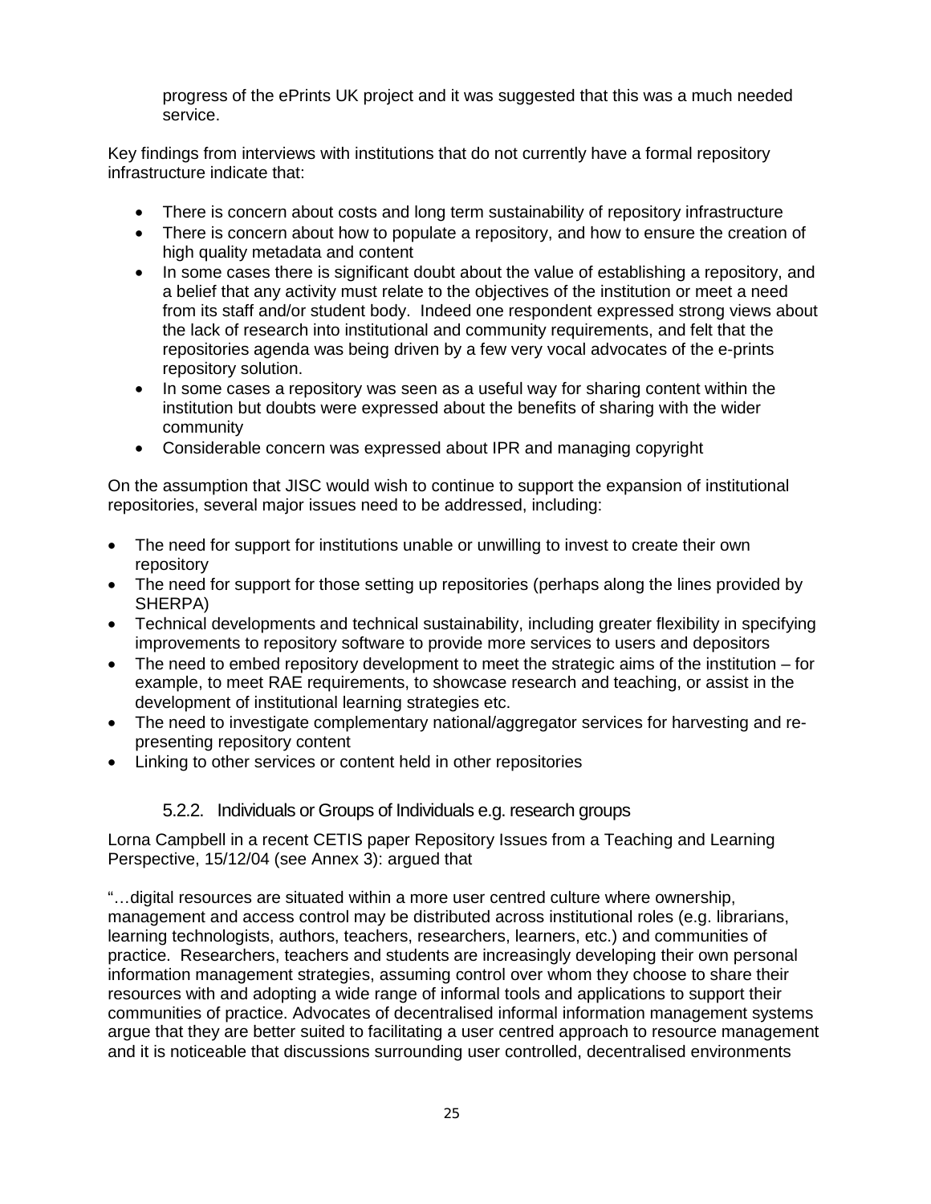progress of the ePrints UK project and it was suggested that this was a much needed service.

Key findings from interviews with institutions that do not currently have a formal repository infrastructure indicate that:

- There is concern about costs and long term sustainability of repository infrastructure
- There is concern about how to populate a repository, and how to ensure the creation of high quality metadata and content
- In some cases there is significant doubt about the value of establishing a repository, and a belief that any activity must relate to the objectives of the institution or meet a need from its staff and/or student body. Indeed one respondent expressed strong views about the lack of research into institutional and community requirements, and felt that the repositories agenda was being driven by a few very vocal advocates of the e-prints repository solution.
- In some cases a repository was seen as a useful way for sharing content within the institution but doubts were expressed about the benefits of sharing with the wider community
- Considerable concern was expressed about IPR and managing copyright

On the assumption that JISC would wish to continue to support the expansion of institutional repositories, several major issues need to be addressed, including:

- The need for support for institutions unable or unwilling to invest to create their own repository
- The need for support for those setting up repositories (perhaps along the lines provided by SHERPA)
- Technical developments and technical sustainability, including greater flexibility in specifying improvements to repository software to provide more services to users and depositors
- The need to embed repository development to meet the strategic aims of the institution – for example, to meet RAE requirements, to showcase research and teaching, or assist in the development of institutional learning strategies etc.
- The need to investigate complementary national/aggregator services for harvesting and re-presenting repository content
- Linking to other services or content held in other repositories

### 5.2.2. Individuals or Groups of Individuals e.g. research groups

Lorna Campbell in a recent CETIS paper Repository Issues from a Teaching and Learning Perspective, 15/12/04 (see Annex 3): argued that

"…digital resources are situated within a more user centred culture where ownership, management and access control may be distributed across institutional roles (e.g. librarians, learning technologists, authors, teachers, researchers, learners, etc.) and communities of practice. Researchers, teachers and students are increasingly developing their own personal information management strategies, assuming control over whom they choose to share their resources with and adopting a wide range of informal tools and applications to support their communities of practice. Advocates of decentralised informal information management systems argue that they are better suited to facilitating a user centred approach to resource management and it is noticeable that discussions surrounding user controlled, decentralised environments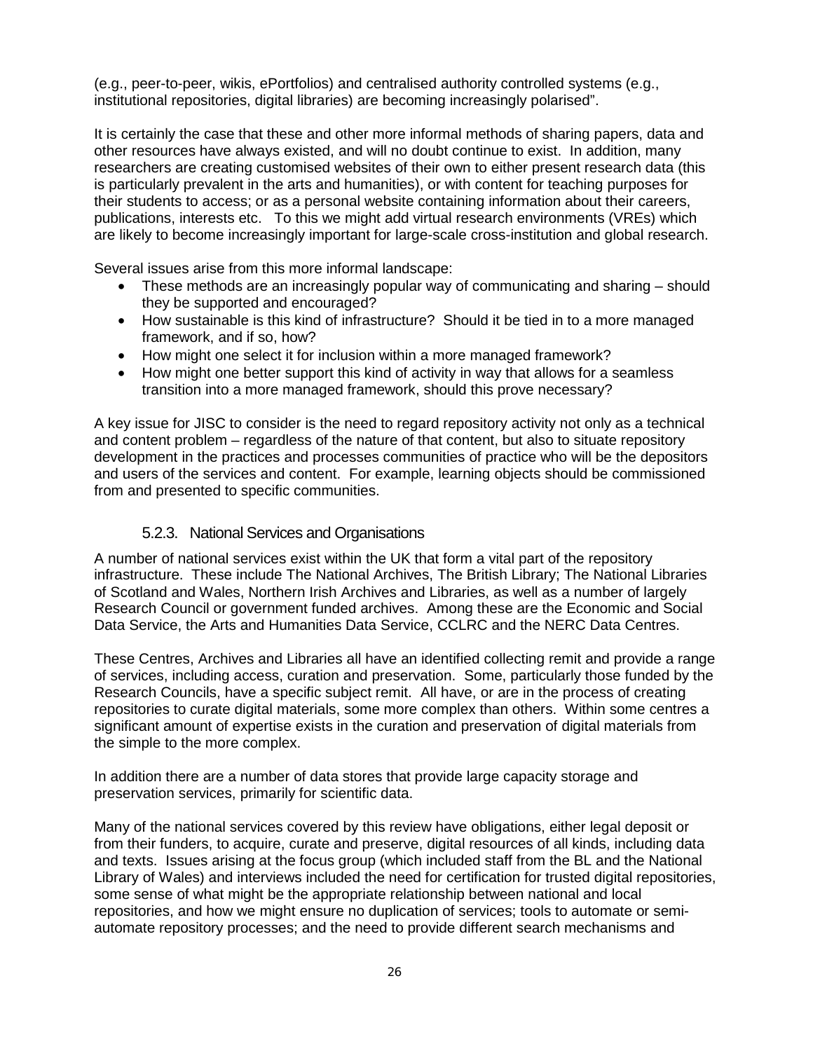(e.g., peer-to-peer, wikis, ePortfolios) and centralised authority controlled systems (e.g., institutional repositories, digital libraries) are becoming increasingly polarised".

It is certainly the case that these and other more informal methods of sharing papers, data and other resources have always existed, and will no doubt continue to exist. In addition, many researchers are creating customised websites of their own to either present research data (this is particularly prevalent in the arts and humanities), or with content for teaching purposes for their students to access; or as a personal website containing information about their careers, publications, interests etc. To this we might add virtual research environments (VREs) which are likely to become increasingly important for large-scale cross-institution and global research.

Several issues arise from this more informal landscape:

- These methods are an increasingly popular way of communicating and sharing – should they be supported and encouraged?
- How sustainable is this kind of infrastructure? Should it be tied in to a more managed framework, and if so, how?
- How might one select it for inclusion within a more managed framework?
- How might one better support this kind of activity in way that allows for a seamless transition into a more managed framework, should this prove necessary?

A key issue for JISC to consider is the need to regard repository activity not only as a technical and content problem – regardless of the nature of that content, but also to situate repository development in the practices and processes communities of practice who will be the depositors and users of the services and content. For example, learning objects should be commissioned from and presented to specific communities.

### 5.2.3. National Services and Organisations

A number of national services exist within the UK that form a vital part of the repository infrastructure. These include The National Archives, The British Library; The National Libraries of Scotland and Wales, Northern Irish Archives and Libraries, as well as a number of largely Research Council or government funded archives. Among these are the Economic and Social Data Service, the Arts and Humanities Data Service, CCLRC and the NERC Data Centres.

These Centres, Archives and Libraries all have an identified collecting remit and provide a range of services, including access, curation and preservation. Some, particularly those funded by the Research Councils, have a specific subject remit. All have, or are in the process of creating repositories to curate digital materials, some more complex than others. Within some centres a significant amount of expertise exists in the curation and preservation of digital materials from the simple to the more complex.

In addition there are a number of data stores that provide large capacity storage and preservation services, primarily for scientific data.

Many of the national services covered by this review have obligations, either legal deposit or from their funders, to acquire, curate and preserve, digital resources of all kinds, including data and texts. Issues arising at the focus group (which included staff from the BL and the National Library of Wales) and interviews included the need for certification for trusted digital repositories, some sense of what might be the appropriate relationship between national and local repositories, and how we might ensure no duplication of services; tools to automate or semi-automate repository processes; and the need to provide different search mechanisms and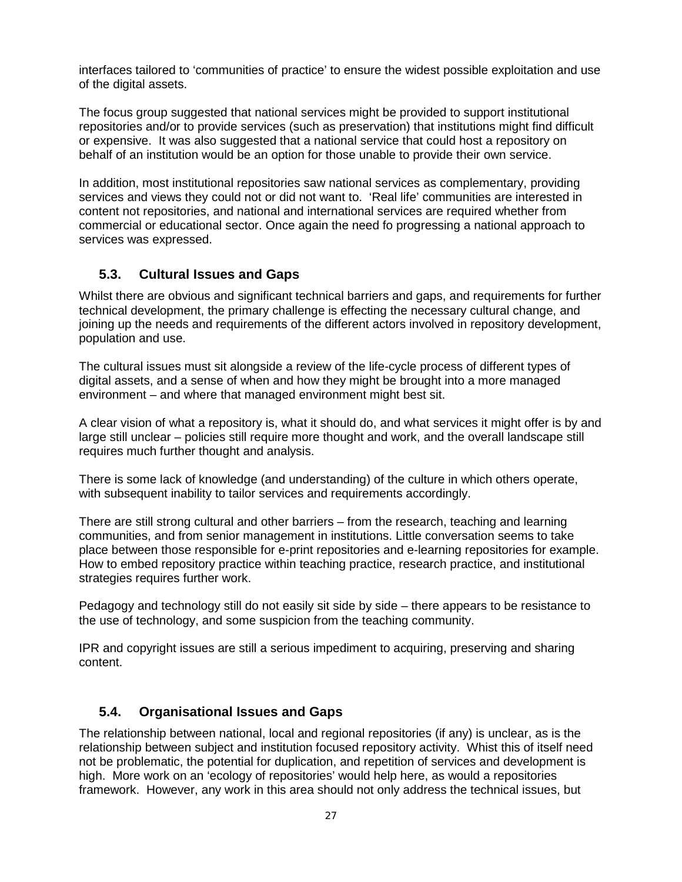interfaces tailored to 'communities of practice' to ensure the widest possible exploitation and use of the digital assets.

The focus group suggested that national services might be provided to support institutional repositories and/or to provide services (such as preservation) that institutions might find difficult or expensive. It was also suggested that a national service that could host a repository on behalf of an institution would be an option for those unable to provide their own service.

In addition, most institutional repositories saw national services as complementary, providing services and views they could not or did not want to. 'Real life' communities are interested in content not repositories, and national and international services are required whether from commercial or educational sector. Once again the need fo progressing a national approach to services was expressed.

## 5.3. Cultural Issues and Gaps

Whilst there are obvious and significant technical barriers and gaps, and requirements for further technical development, the primary challenge is effecting the necessary cultural change, and joining up the needs and requirements of the different actors involved in repository development, population and use.

The cultural issues must sit alongside a review of the life-cycle process of different types of digital assets, and a sense of when and how they might be brought into a more managed environment – and where that managed environment might best sit.

A clear vision of what a repository is, what it should do, and what services it might offer is by and large still unclear – policies still require more thought and work, and the overall landscape still requires much further thought and analysis.

There is some lack of knowledge (and understanding) of the culture in which others operate, with subsequent inability to tailor services and requirements accordingly.

There are still strong cultural and other barriers – from the research, teaching and learning communities, and from senior management in institutions. Little conversation seems to take place between those responsible for e-print repositories and e-learning repositories for example. How to embed repository practice within teaching practice, research practice, and institutional strategies requires further work.

Pedagogy and technology still do not easily sit side by side – there appears to be resistance to the use of technology, and some suspicion from the teaching community.

IPR and copyright issues are still a serious impediment to acquiring, preserving and sharing content.

## 5.4. Organisational Issues and Gaps

The relationship between national, local and regional repositories (if any) is unclear, as is the relationship between subject and institution focused repository activity. Whist this of itself need not be problematic, the potential for duplication, and repetition of services and development is high. More work on an 'ecology of repositories' would help here, as would a repositories framework. However, any work in this area should not only address the technical issues, but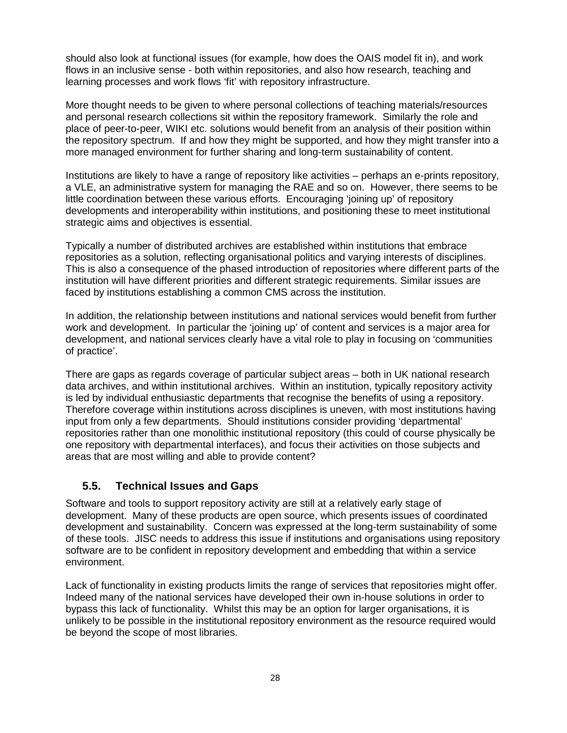should also look at functional issues (for example, how does the OAIS model fit in), and work flows in an inclusive sense - both within repositories, and also how research, teaching and learning processes and work flows 'fit' with repository infrastructure.

More thought needs to be given to where personal collections of teaching materials/resources and personal research collections sit within the repository framework. Similarly the role and place of peer-to-peer, WIKI etc. solutions would benefit from an analysis of their position within the repository spectrum. If and how they might be supported, and how they might transfer into a more managed environment for further sharing and long-term sustainability of content.

Institutions are likely to have a range of repository like activities – perhaps an e-prints repository, a VLE, an administrative system for managing the RAE and so on. However, there seems to be little coordination between these various efforts. Encouraging 'joining up' of repository developments and interoperability within institutions, and positioning these to meet institutional strategic aims and objectives is essential.

Typically a number of distributed archives are established within institutions that embrace repositories as a solution, reflecting organisational politics and varying interests of disciplines. This is also a consequence of the phased introduction of repositories where different parts of the institution will have different priorities and different strategic requirements. Similar issues are faced by institutions establishing a common CMS across the institution.

In addition, the relationship between institutions and national services would benefit from further work and development. In particular the 'joining up' of content and services is a major area for development, and national services clearly have a vital role to play in focusing on 'communities of practice'.

There are gaps as regards coverage of particular subject areas – both in UK national research data archives, and within institutional archives. Within an institution, typically repository activity is led by individual enthusiastic departments that recognise the benefits of using a repository. Therefore coverage within institutions across disciplines is uneven, with most institutions having input from only a few departments. Should institutions consider providing 'departmental' repositories rather than one monolithic institutional repository (this could of course physically be one repository with departmental interfaces), and focus their activities on those subjects and areas that are most willing and able to provide content?

## 5.5. Technical Issues and Gaps

Software and tools to support repository activity are still at a relatively early stage of development. Many of these products are open source, which presents issues of coordinated development and sustainability. Concern was expressed at the long-term sustainability of some of these tools. JISC needs to address this issue if institutions and organisations using repository software are to be confident in repository development and embedding that within a service environment.

Lack of functionality in existing products limits the range of services that repositories might offer. Indeed many of the national services have developed their own in-house solutions in order to bypass this lack of functionality. Whilst this may be an option for larger organisations, it is unlikely to be possible in the institutional repository environment as the resource required would be beyond the scope of most libraries.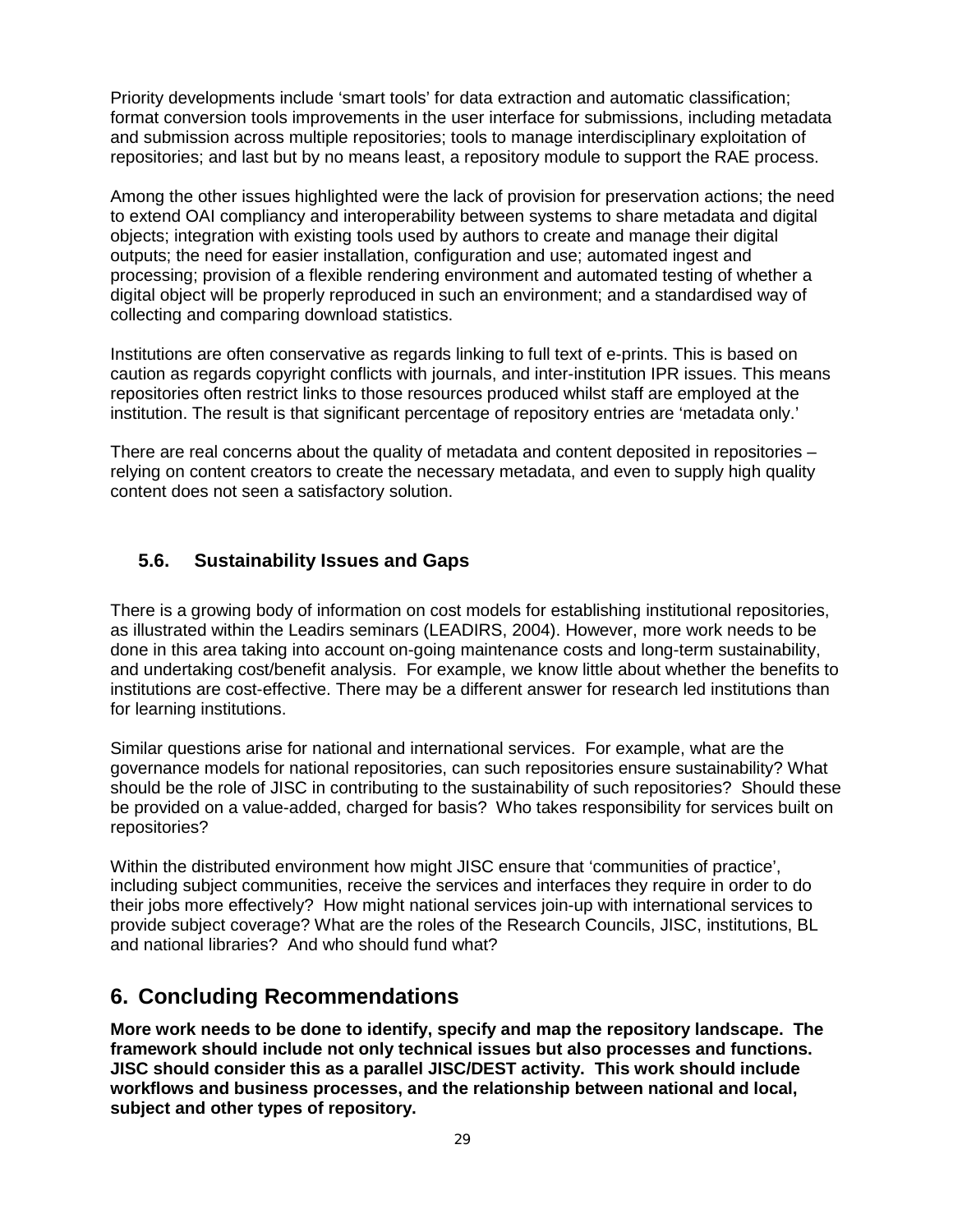Priority developments include 'smart tools' for data extraction and automatic classification; format conversion tools improvements in the user interface for submissions, including metadata and submission across multiple repositories; tools to manage interdisciplinary exploitation of repositories; and last but by no means least, a repository module to support the RAE process.

Among the other issues highlighted were the lack of provision for preservation actions; the need to extend OAI compliancy and interoperability between systems to share metadata and digital objects; integration with existing tools used by authors to create and manage their digital outputs; the need for easier installation, configuration and use; automated ingest and processing; provision of a flexible rendering environment and automated testing of whether a digital object will be properly reproduced in such an environment; and a standardised way of collecting and comparing download statistics.

Institutions are often conservative as regards linking to full text of e-prints. This is based on caution as regards copyright conflicts with journals, and inter-institution IPR issues. This means repositories often restrict links to those resources produced whilst staff are employed at the institution. The result is that significant percentage of repository entries are 'metadata only.'

There are real concerns about the quality of metadata and content deposited in repositories – relying on content creators to create the necessary metadata, and even to supply high quality content does not seen a satisfactory solution.

### 5.6. Sustainability Issues and Gaps

There is a growing body of information on cost models for establishing institutional repositories, as illustrated within the Leadirs seminars (LEADIRS, 2004). However, more work needs to be done in this area taking into account on-going maintenance costs and long-term sustainability, and undertaking cost/benefit analysis. For example, we know little about whether the benefits to institutions are cost-effective. There may be a different answer for research led institutions than for learning institutions.

Similar questions arise for national and international services. For example, what are the governance models for national repositories, can such repositories ensure sustainability? What should be the role of JISC in contributing to the sustainability of such repositories? Should these be provided on a value-added, charged for basis? Who takes responsibility for services built on repositories?

Within the distributed environment how might JISC ensure that 'communities of practice', including subject communities, receive the services and interfaces they require in order to do their jobs more effectively? How might national services join-up with international services to provide subject coverage? What are the roles of the Research Councils, JISC, institutions, BL and national libraries? And who should fund what?

## 6. Concluding Recommendations

**More work needs to be done to identify, specify and map the repository landscape. The framework should include not only technical issues but also processes and functions. JISC should consider this as a parallel JISC/DEST activity. This work should include workflows and business processes, and the relationship between national and local, subject and other types of repository.**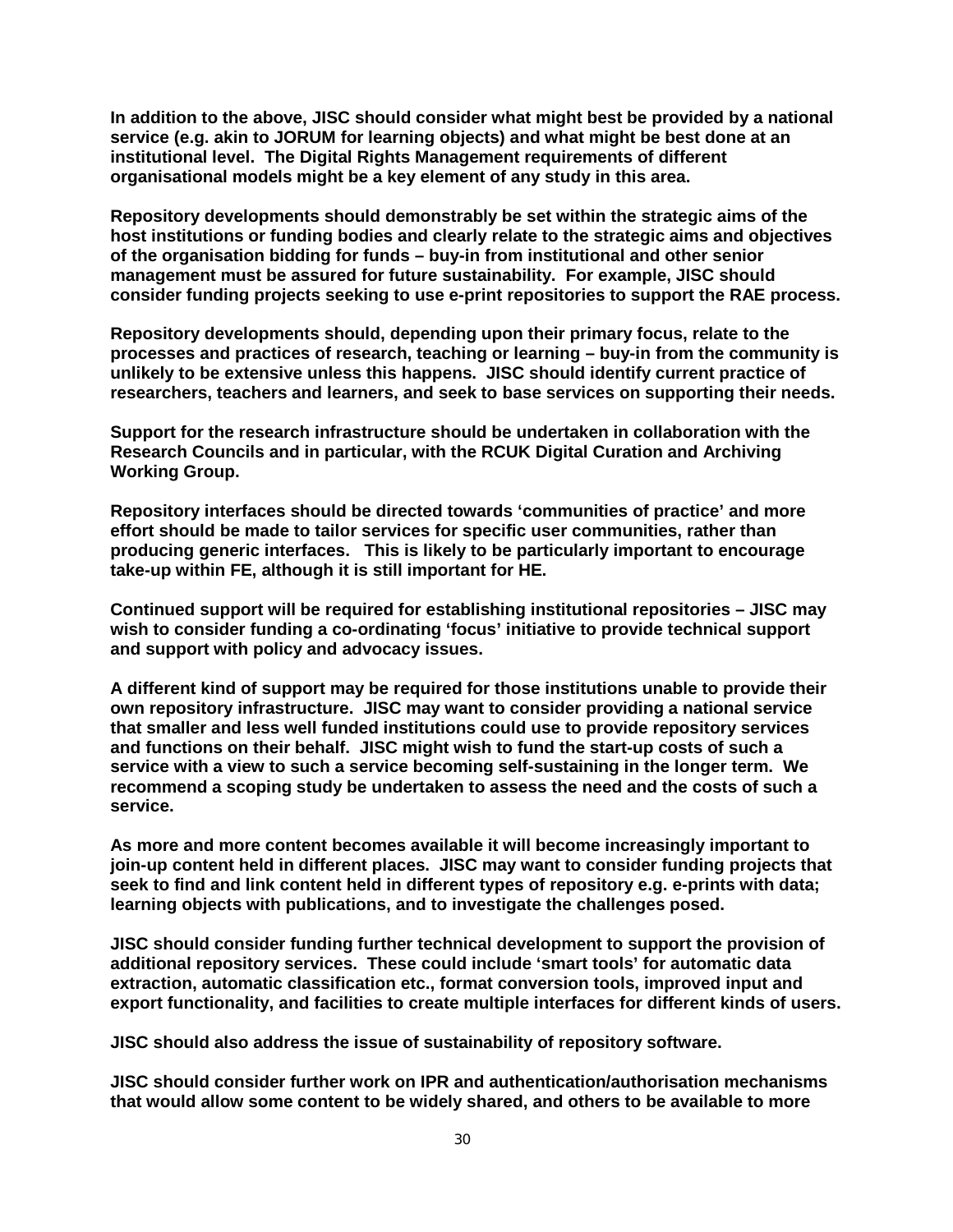**In addition to the above, JISC should consider what might best be provided by a national service (e.g. akin to JORUM for learning objects) and what might be best done at an institutional level. The Digital Rights Management requirements of different organisational models might be a key element of any study in this area.**

**Repository developments should demonstrably be set within the strategic aims of the host institutions or funding bodies and clearly relate to the strategic aims and objectives of the organisation bidding for funds – buy-in from institutional and other senior management must be assured for future sustainability. For example, JISC should consider funding projects seeking to use e-print repositories to support the RAE process.**

**Repository developments should, depending upon their primary focus, relate to the processes and practices of research, teaching or learning – buy-in from the community is unlikely to be extensive unless this happens. JISC should identify current practice of researchers, teachers and learners, and seek to base services on supporting their needs.**

**Support for the research infrastructure should be undertaken in collaboration with the Research Councils and in particular, with the RCUK Digital Curation and Archiving Working Group.**

**Repository interfaces should be directed towards 'communities of practice' and more effort should be made to tailor services for specific user communities, rather than producing generic interfaces. This is likely to be particularly important to encourage take-up within FE, although it is still important for HE.**

**Continued support will be required for establishing institutional repositories – JISC may wish to consider funding a co-ordinating 'focus' initiative to provide technical support and support with policy and advocacy issues.**

**A different kind of support may be required for those institutions unable to provide their own repository infrastructure. JISC may want to consider providing a national service that smaller and less well funded institutions could use to provide repository services and functions on their behalf. JISC might wish to fund the start-up costs of such a service with a view to such a service becoming self-sustaining in the longer term. We recommend a scoping study be undertaken to assess the need and the costs of such a service.**

**As more and more content becomes available it will become increasingly important to join-up content held in different places. JISC may want to consider funding projects that seek to find and link content held in different types of repository e.g. e-prints with data; learning objects with publications, and to investigate the challenges posed.**

**JISC should consider funding further technical development to support the provision of additional repository services. These could include 'smart tools' for automatic data extraction, automatic classification etc., format conversion tools, improved input and export functionality, and facilities to create multiple interfaces for different kinds of users.**

**JISC should also address the issue of sustainability of repository software.**

**JISC should consider further work on IPR and authentication/authorisation mechanisms that would allow some content to be widely shared, and others to be available to more**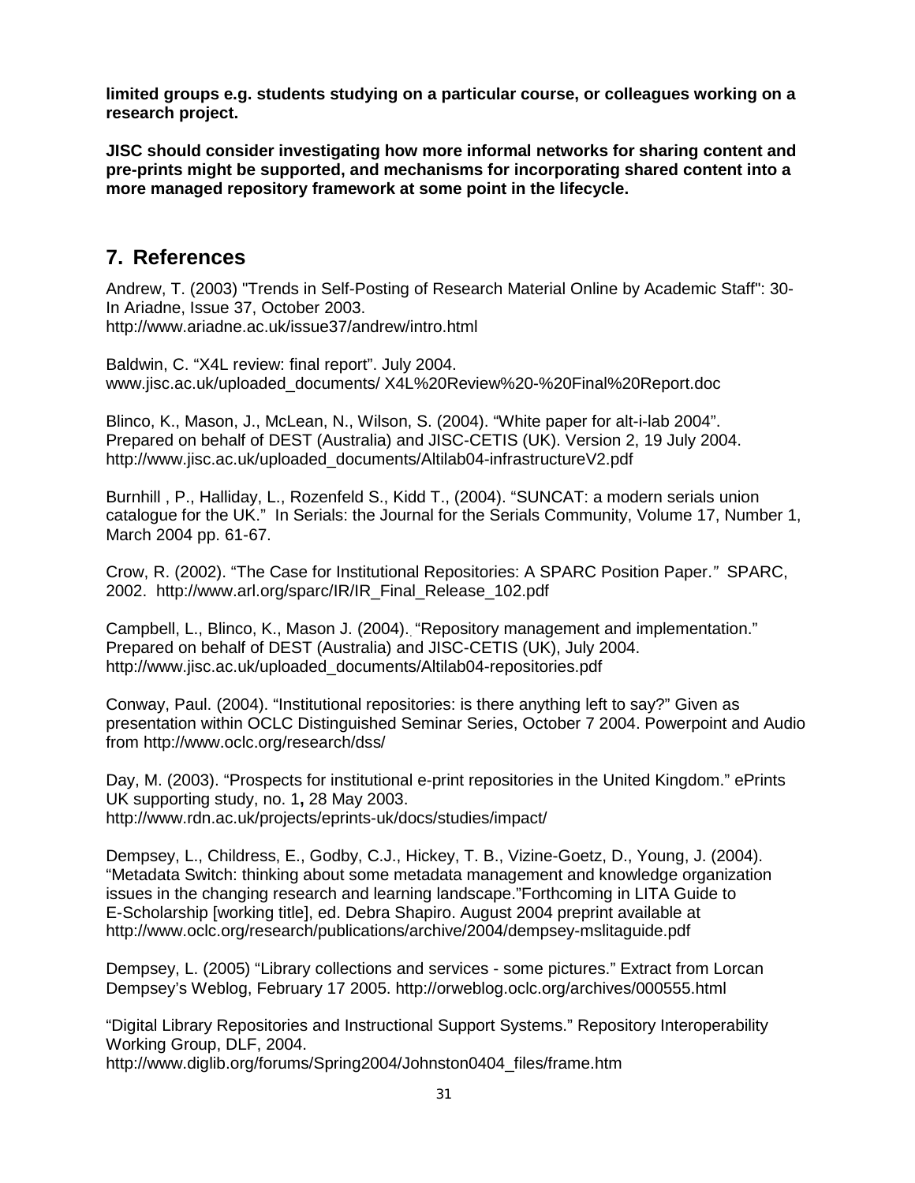**limited groups e.g. students studying on a particular course, or colleagues working on a research project.**

**JISC should consider investigating how more informal networks for sharing content and pre-prints might be supported, and mechanisms for incorporating shared content into a more managed repository framework at some point in the lifecycle.**

## 7. References

Andrew, T. (2003) "Trends in Self-Posting of Research Material Online by Academic Staff": 30- In Ariadne, Issue 37, October 2003.
http://www.ariadne.ac.uk/issue37/andrew/intro.html

Baldwin, C. "X4L review: final report". July 2004.
www.jisc.ac.uk/uploaded_documents/ X4L%20Review%20-%20Final%20Report.doc

Blinco, K., Mason, J., McLean, N., Wilson, S. (2004). "White paper for alt-i-lab 2004". Prepared on behalf of DEST (Australia) and JISC-CETIS (UK). Version 2, 19 July 2004.
http://www.jisc.ac.uk/uploaded_documents/Altilab04-infrastructureV2.pdf

Burnhill , P., Halliday, L., Rozenfeld S., Kidd T., (2004). "SUNCAT: a modern serials union catalogue for the UK." In Serials: the Journal for the Serials Community, Volume 17, Number 1, March 2004 pp. 61-67.

Crow, R. (2002). "The Case for Institutional Repositories: A SPARC Position Paper." SPARC, 2002. http://www.arl.org/sparc/IR/IR_Final_Release_102.pdf

Campbell, L., Blinco, K., Mason J. (2004).. "Repository management and implementation." Prepared on behalf of DEST (Australia) and JISC-CETIS (UK), July 2004.
http://www.jisc.ac.uk/uploaded_documents/Altilab04-repositories.pdf

Conway, Paul. (2004). "Institutional repositories: is there anything left to say?" Given as presentation within OCLC Distinguished Seminar Series, October 7 2004. Powerpoint and Audio from http://www.oclc.org/research/dss/

Day, M. (2003). "Prospects for institutional e-print repositories in the United Kingdom." ePrints UK supporting study, no. 1**,** 28 May 2003.
http://www.rdn.ac.uk/projects/eprints-uk/docs/studies/impact/

Dempsey, L., Childress, E., Godby, C.J., Hickey, T. B., Vizine-Goetz, D., Young, J. (2004). "Metadata Switch: thinking about some metadata management and knowledge organization issues in the changing research and learning landscape."Forthcoming in LITA Guide to E-Scholarship [working title], ed. Debra Shapiro. August 2004 preprint available at
http://www.oclc.org/research/publications/archive/2004/dempsey-mslitaguide.pdf

Dempsey, L. (2005) "Library collections and services - some pictures." Extract from Lorcan Dempsey's Weblog, February 17 2005. http://orweblog.oclc.org/archives/000555.html

"Digital Library Repositories and Instructional Support Systems." Repository Interoperability Working Group, DLF, 2004.
http://www.diglib.org/forums/Spring2004/Johnston0404_files/frame.htm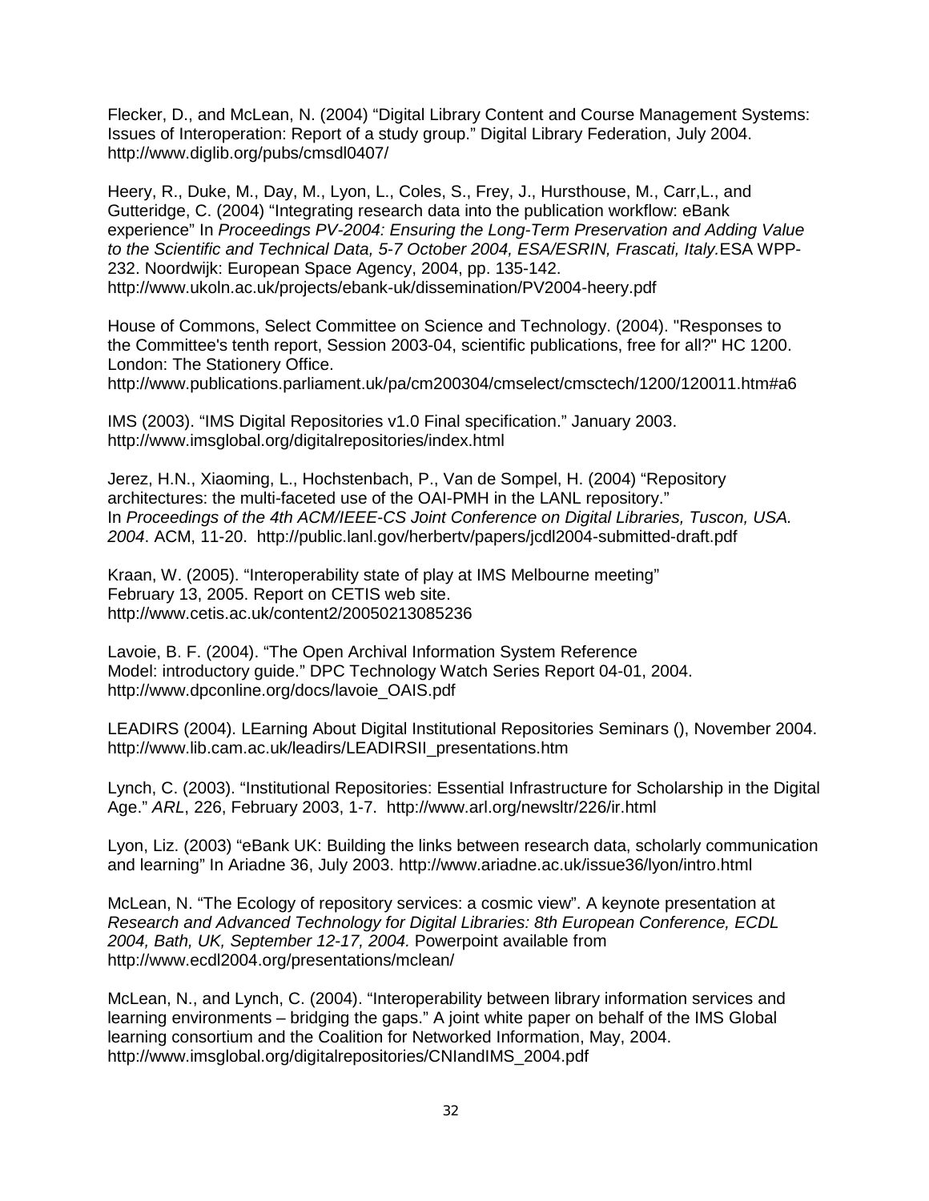Flecker, D., and McLean, N. (2004) “Digital Library Content and Course Management Systems: Issues of Interoperation: Report of a study group.” Digital Library Federation, July 2004. http://www.diglib.org/pubs/cmsdl0407/

Heery, R., Duke, M., Day, M., Lyon, L., Coles, S., Frey, J., Hursthouse, M., Carr,L., and Gutteridge, C. (2004) “Integrating research data into the publication workflow: eBank experience” In *Proceedings PV-2004: Ensuring the Long-Term Preservation and Adding Value to the Scientific and Technical Data, 5-7 October 2004, ESA/ESRIN, Frascati, Italy.*ESA WPP-232. Noordwijk: European Space Agency, 2004, pp. 135-142. http://www.ukoln.ac.uk/projects/ebank-uk/dissemination/PV2004-heery.pdf

House of Commons, Select Committee on Science and Technology. (2004). "Responses to the Committee's tenth report, Session 2003-04, scientific publications, free for all?" HC 1200. London: The Stationery Office. http://www.publications.parliament.uk/pa/cm200304/cmselect/cmsctech/1200/120011.htm#a6

IMS (2003). “IMS Digital Repositories v1.0 Final specification.” January 2003. http://www.imsglobal.org/digitalrepositories/index.html

Jerez, H.N., Xiaoming, L., Hochstenbach, P., Van de Sompel, H. (2004) “Repository architectures: the multi-faceted use of the OAI-PMH in the LANL repository.” In *Proceedings of the 4th ACM/IEEE-CS Joint Conference on Digital Libraries, Tuscon, USA. 2004*. ACM, 11-20. http://public.lanl.gov/herbertv/papers/jcdl2004-submitted-draft.pdf

Kraan, W. (2005). “Interoperability state of play at IMS Melbourne meeting” February 13, 2005. Report on CETIS web site. http://www.cetis.ac.uk/content2/20050213085236

Lavoie, B. F. (2004). “The Open Archival Information System Reference Model: introductory guide.” DPC Technology Watch Series Report 04-01, 2004. http://www.dpconline.org/docs/lavoie_OAIS.pdf

LEADIRS (2004). LEarning About Digital Institutional Repositories Seminars (), November 2004. http://www.lib.cam.ac.uk/leadirs/LEADIRSII_presentations.htm

Lynch, C. (2003). “Institutional Repositories: Essential Infrastructure for Scholarship in the Digital Age.” *ARL*, 226, February 2003, 1-7. http://www.arl.org/newsltr/226/ir.html

Lyon, Liz. (2003) “eBank UK: Building the links between research data, scholarly communication and learning” In Ariadne 36, July 2003. http://www.ariadne.ac.uk/issue36/lyon/intro.html

McLean, N. “The Ecology of repository services: a cosmic view”. A keynote presentation at *Research and Advanced Technology for Digital Libraries: 8th European Conference, ECDL 2004, Bath, UK, September 12-17, 2004.* Powerpoint available from http://www.ecdl2004.org/presentations/mclean/

McLean, N., and Lynch, C. (2004). “Interoperability between library information services and learning environments – bridging the gaps.” A joint white paper on behalf of the IMS Global learning consortium and the Coalition for Networked Information, May, 2004. http://www.imsglobal.org/digitalrepositories/CNIandIMS_2004.pdf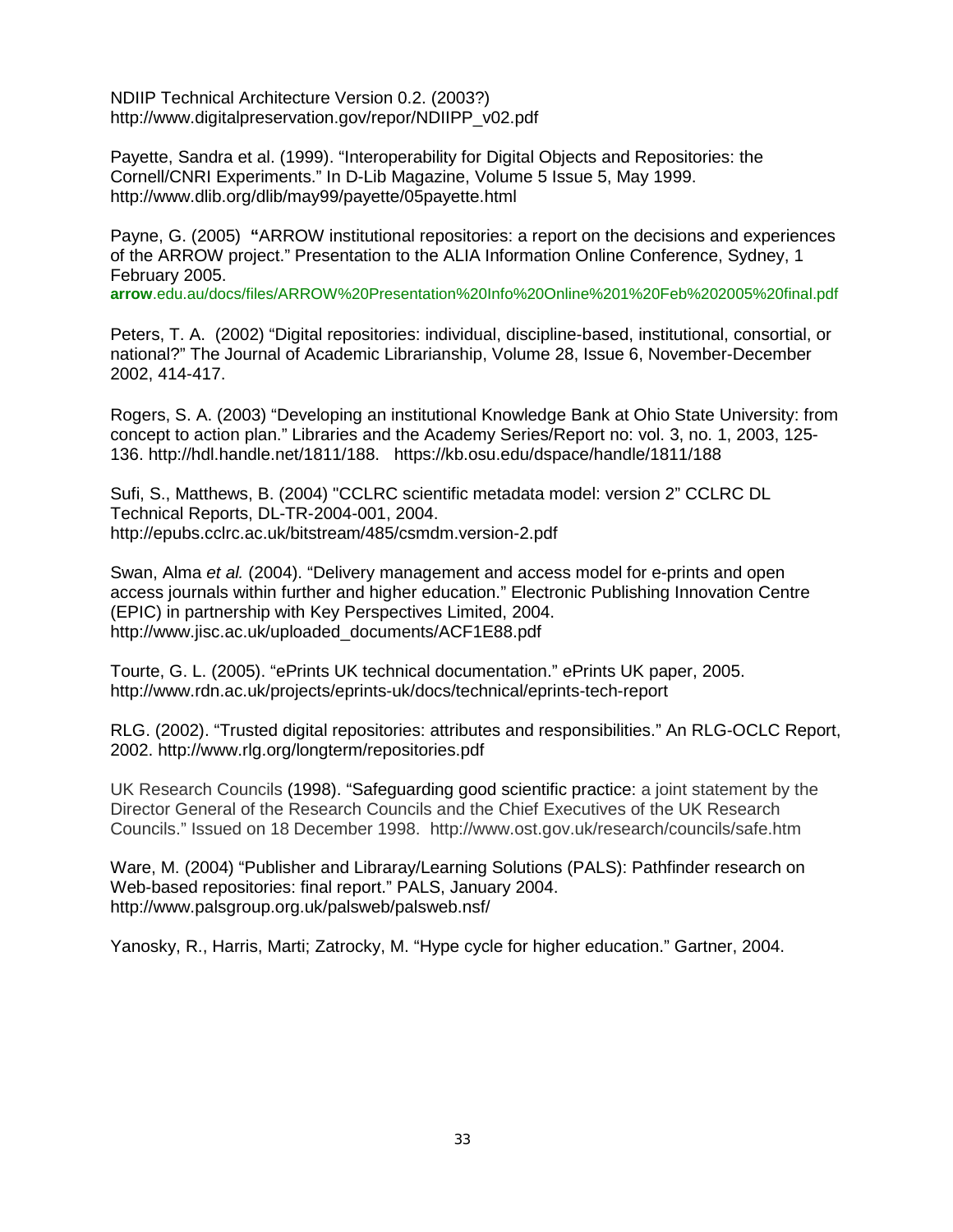NDIIP Technical Architecture Version 0.2. (2003?) http://www.digitalpreservation.gov/repor/NDIIPP_v02.pdf

Payette, Sandra et al. (1999). “Interoperability for Digital Objects and Repositories: the Cornell/CNRI Experiments.” In D-Lib Magazine, Volume 5 Issue 5, May 1999. http://www.dlib.org/dlib/may99/payette/05payette.html

Payne, G. (2005) **“**ARROW institutional repositories: a report on the decisions and experiences of the ARROW project.” Presentation to the ALIA Information Online Conference, Sydney, 1 February 2005.
**arrow**.edu.au/docs/files/ARROW%20Presentation%20Info%20Online%201%20Feb%202005%20final.pdf

Peters, T. A. (2002) “Digital repositories: individual, discipline-based, institutional, consortial, or national?” The Journal of Academic Librarianship, Volume 28, Issue 6, November-December 2002, 414-417.

Rogers, S. A. (2003) “Developing an institutional Knowledge Bank at Ohio State University: from concept to action plan.” Libraries and the Academy Series/Report no: vol. 3, no. 1, 2003, 125-136. http://hdl.handle.net/1811/188. https://kb.osu.edu/dspace/handle/1811/188

Sufi, S., Matthews, B. (2004) "CCLRC scientific metadata model: version 2” CCLRC DL Technical Reports, DL-TR-2004-001, 2004. http://epubs.cclrc.ac.uk/bitstream/485/csmdm.version-2.pdf

Swan, Alma *et al.* (2004). “Delivery management and access model for e-prints and open access journals within further and higher education.” Electronic Publishing Innovation Centre (EPIC) in partnership with Key Perspectives Limited, 2004. http://www.jisc.ac.uk/uploaded_documents/ACF1E88.pdf

Tourte, G. L. (2005). “ePrints UK technical documentation.” ePrints UK paper, 2005. http://www.rdn.ac.uk/projects/eprints-uk/docs/technical/eprints-tech-report

RLG. (2002). “Trusted digital repositories: attributes and responsibilities.” An RLG-OCLC Report, 2002. http://www.rlg.org/longterm/repositories.pdf

UK Research Councils (1998). “Safeguarding good scientific practice: a joint statement by the Director General of the Research Councils and the Chief Executives of the UK Research Councils.” Issued on 18 December 1998. http://www.ost.gov.uk/research/councils/safe.htm

Ware, M. (2004) “Publisher and Libraray/Learning Solutions (PALS): Pathfinder research on Web-based repositories: final report.” PALS, January 2004. http://www.palsgroup.org.uk/palsweb/palsweb.nsf/

Yanosky, R., Harris, Marti; Zatrocky, M. “Hype cycle for higher education.” Gartner, 2004.